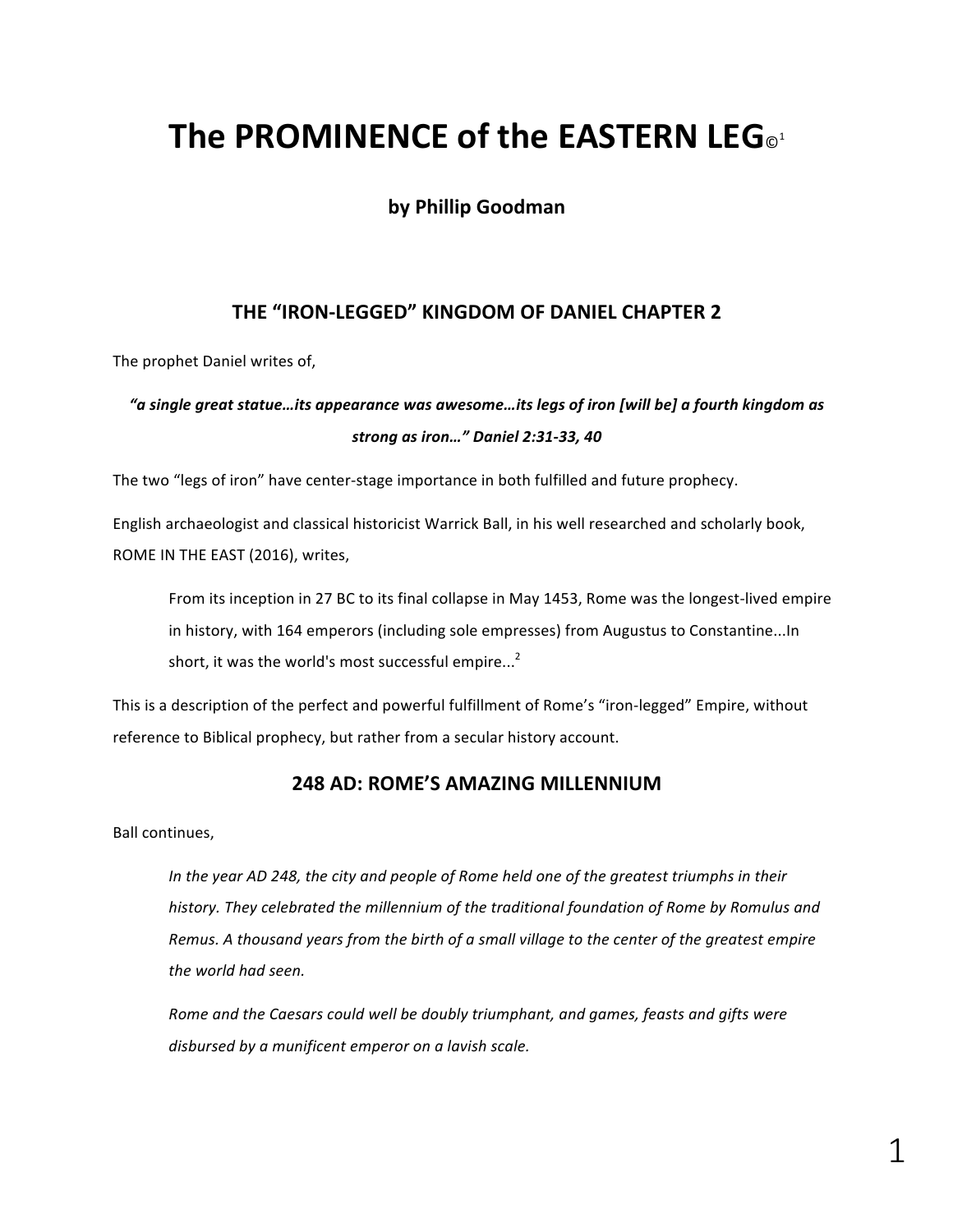# The PROMINENCE of the EASTERN LEG©[1]

**by Phillip Goodman**

## THE "IRON-LEGGED" KINGDOM OF DANIEL CHAPTER 2

The prophet Daniel writes of,

***"a single great statue…its appearance was awesome…its legs of iron [will be] a fourth kingdom as strong as iron…" Daniel 2:31-33, 40***

The two "legs of iron" have center-stage importance in both fulfilled and future prophecy.

English archaeologist and classical historicist Warrick Ball, in his well researched and scholarly book, ROME IN THE EAST (2016), writes,

> From its inception in 27 BC to its final collapse in May 1453, Rome was the longest-lived empire in history, with 164 emperors (including sole empresses) from Augustus to Constantine...In short, it was the world's most successful empire...[2]

This is a description of the perfect and powerful fulfillment of Rome's "iron-legged" Empire, without reference to Biblical prophecy, but rather from a secular history account.

## 248 AD: ROME'S AMAZING MILLENNIUM

Ball continues,

> *In the year AD 248, the city and people of Rome held one of the greatest triumphs in their history. They celebrated the millennium of the traditional foundation of Rome by Romulus and Remus. A thousand years from the birth of a small village to the center of the greatest empire the world had seen.*
>
> *Rome and the Caesars could well be doubly triumphant, and games, feasts and gifts were disbursed by a munificent emperor on a lavish scale.*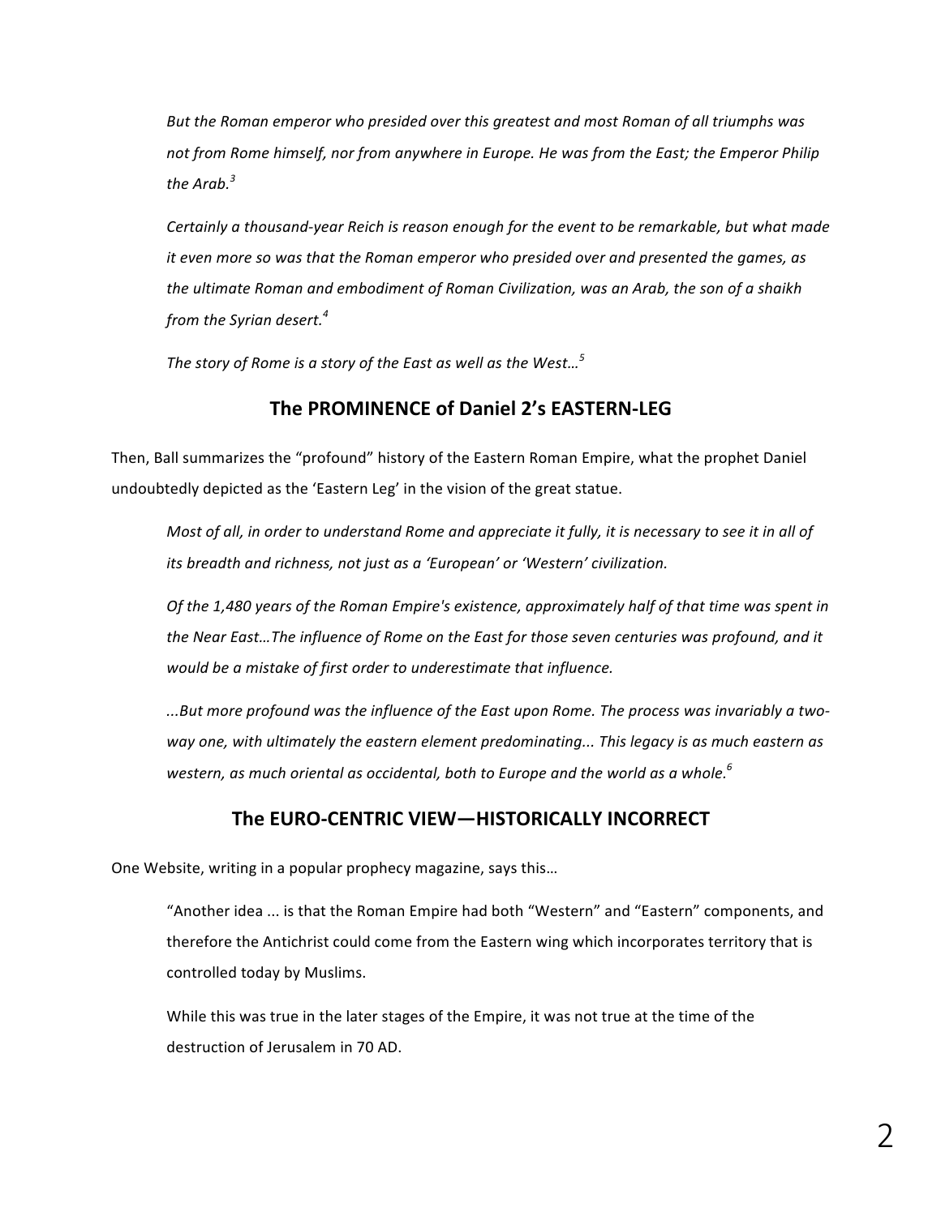> *But the Roman emperor who presided over this greatest and most Roman of all triumphs was not from Rome himself, nor from anywhere in Europe. He was from the East; the Emperor Philip the Arab.*[3]
>
> *Certainly a thousand-year Reich is reason enough for the event to be remarkable, but what made it even more so was that the Roman emperor who presided over and presented the games, as the ultimate Roman and embodiment of Roman Civilization, was an Arab, the son of a shaikh from the Syrian desert.*[4]
>
> *The story of Rome is a story of the East as well as the West…*[5]

## The PROMINENCE of Daniel 2's EASTERN-LEG

Then, Ball summarizes the "profound" history of the Eastern Roman Empire, what the prophet Daniel undoubtedly depicted as the 'Eastern Leg' in the vision of the great statue.

> *Most of all, in order to understand Rome and appreciate it fully, it is necessary to see it in all of its breadth and richness, not just as a 'European' or 'Western' civilization.*
>
> *Of the 1,480 years of the Roman Empire's existence, approximately half of that time was spent in the Near East…The influence of Rome on the East for those seven centuries was profound, and it would be a mistake of first order to underestimate that influence.*
>
> *...But more profound was the influence of the East upon Rome. The process was invariably a two-way one, with ultimately the eastern element predominating... This legacy is as much eastern as western, as much oriental as occidental, both to Europe and the world as a whole.*[6]

## The EURO-CENTRIC VIEW—HISTORICALLY INCORRECT

One Website, writing in a popular prophecy magazine, says this…

> "Another idea ... is that the Roman Empire had both "Western" and "Eastern" components, and therefore the Antichrist could come from the Eastern wing which incorporates territory that is controlled today by Muslims.
>
> While this was true in the later stages of the Empire, it was not true at the time of the destruction of Jerusalem in 70 AD.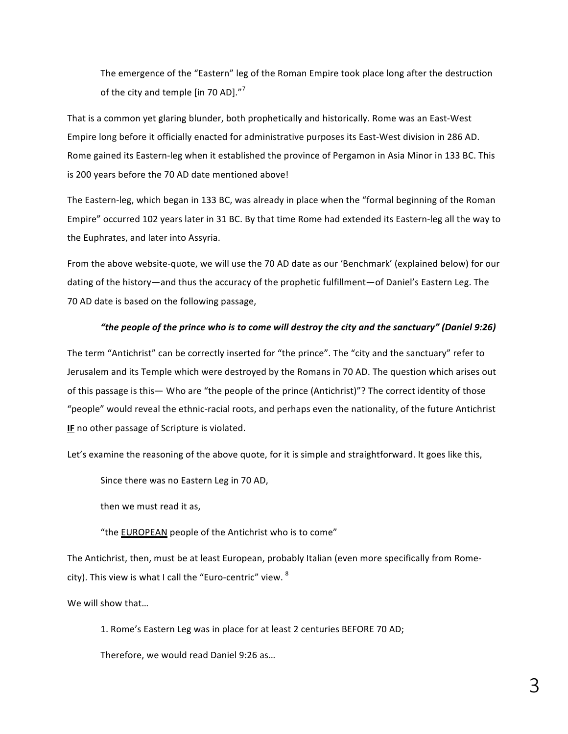> The emergence of the "Eastern" leg of the Roman Empire took place long after the destruction of the city and temple [in 70 AD]."[7]

That is a common yet glaring blunder, both prophetically and historically. Rome was an East-West Empire long before it officially enacted for administrative purposes its East-West division in 286 AD. Rome gained its Eastern-leg when it established the province of Pergamon in Asia Minor in 133 BC. This is 200 years before the 70 AD date mentioned above!

The Eastern-leg, which began in 133 BC, was already in place when the "formal beginning of the Roman Empire" occurred 102 years later in 31 BC. By that time Rome had extended its Eastern-leg all the way to the Euphrates, and later into Assyria.

From the above website-quote, we will use the 70 AD date as our 'Benchmark' (explained below) for our dating of the history—and thus the accuracy of the prophetic fulfillment—of Daniel's Eastern Leg. The 70 AD date is based on the following passage,

> ***"the people of the prince who is to come will destroy the city and the sanctuary" (Daniel 9:26)***

The term "Antichrist" can be correctly inserted for "the prince". The "city and the sanctuary" refer to Jerusalem and its Temple which were destroyed by the Romans in 70 AD. The question which arises out of this passage is this— Who are "the people of the prince (Antichrist)"? The correct identity of those "people" would reveal the ethnic-racial roots, and perhaps even the nationality, of the future Antichrist **IF** no other passage of Scripture is violated.

Let's examine the reasoning of the above quote, for it is simple and straightforward. It goes like this,

> Since there was no Eastern Leg in 70 AD,
>
> then we must read it as,
>
> "the EUROPEAN people of the Antichrist who is to come"

The Antichrist, then, must be at least European, probably Italian (even more specifically from Rome-city). This view is what I call the "Euro-centric" view. [8]

We will show that…

> 1. Rome's Eastern Leg was in place for at least 2 centuries BEFORE 70 AD;
>
> Therefore, we would read Daniel 9:26 as…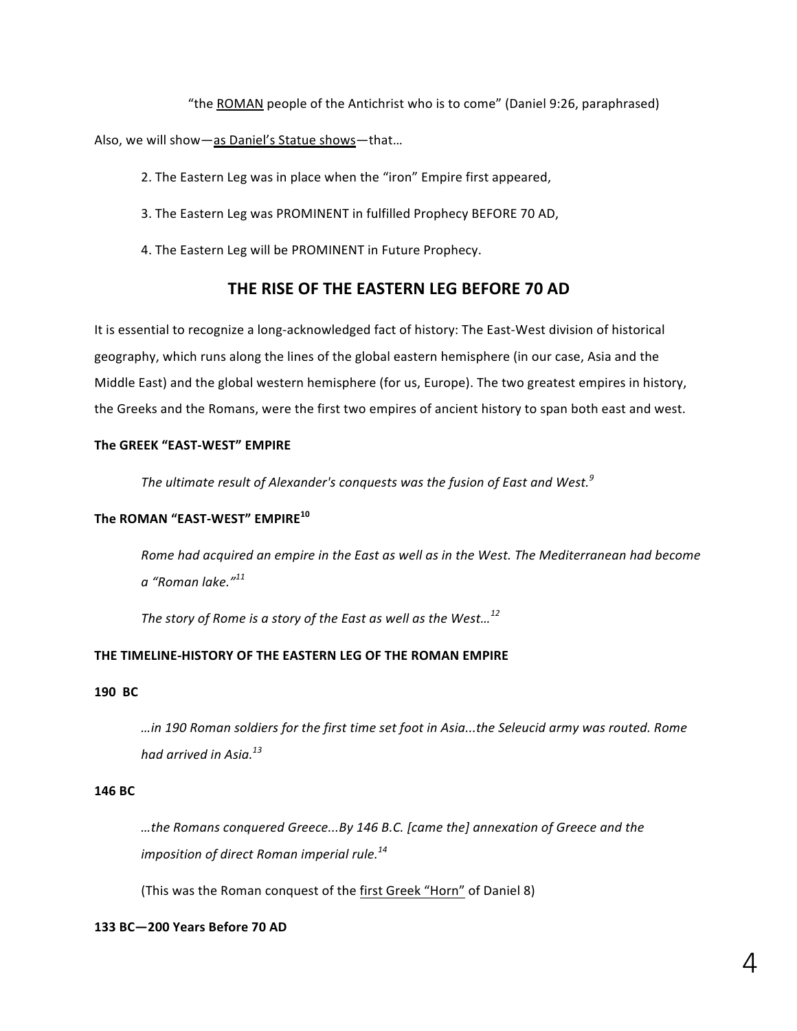"the <u>ROMAN</u> people of the Antichrist who is to come" (Daniel 9:26, paraphrased)

Also, we will show—<u>as Daniel's Statue shows</u>—that…

2. The Eastern Leg was in place when the "iron" Empire first appeared,

3. The Eastern Leg was PROMINENT in fulfilled Prophecy BEFORE 70 AD,

4. The Eastern Leg will be PROMINENT in Future Prophecy.

## THE RISE OF THE EASTERN LEG BEFORE 70 AD

It is essential to recognize a long-acknowledged fact of history: The East-West division of historical geography, which runs along the lines of the global eastern hemisphere (in our case, Asia and the Middle East) and the global western hemisphere (for us, Europe). The two greatest empires in history, the Greeks and the Romans, were the first two empires of ancient history to span both east and west.

**The GREEK "EAST-WEST" EMPIRE**

> *The ultimate result of Alexander's conquests was the fusion of East and West.*[9]

**The ROMAN "EAST-WEST" EMPIRE**[10]

> *Rome had acquired an empire in the East as well as in the West. The Mediterranean had become a "Roman lake."*[11]
>
> *The story of Rome is a story of the East as well as the West…*[12]

**THE TIMELINE-HISTORY OF THE EASTERN LEG OF THE ROMAN EMPIRE**

**190 BC**

> *…in 190 Roman soldiers for the first time set foot in Asia...the Seleucid army was routed. Rome had arrived in Asia.*[13]

**146 BC**

> *…the Romans conquered Greece...By 146 B.C. [came the] annexation of Greece and the imposition of direct Roman imperial rule.*[14]
>
> (This was the Roman conquest of the <u>first Greek "Horn"</u> of Daniel 8)

**133 BC—200 Years Before 70 AD**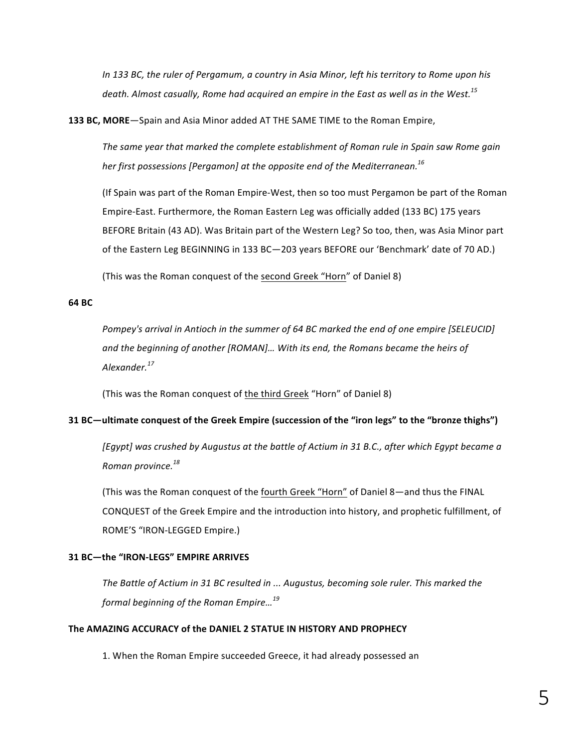*In 133 BC, the ruler of Pergamum, a country in Asia Minor, left his territory to Rome upon his death. Almost casually, Rome had acquired an empire in the East as well as in the West.*[15]

**133 BC, MORE**—Spain and Asia Minor added AT THE SAME TIME to the Roman Empire,

> *The same year that marked the complete establishment of Roman rule in Spain saw Rome gain her first possessions [Pergamon] at the opposite end of the Mediterranean.*[16]
>
> (If Spain was part of the Roman Empire-West, then so too must Pergamon be part of the Roman Empire-East. Furthermore, the Roman Eastern Leg was officially added (133 BC) 175 years BEFORE Britain (43 AD). Was Britain part of the Western Leg? So too, then, was Asia Minor part of the Eastern Leg BEGINNING in 133 BC—203 years BEFORE our 'Benchmark' date of 70 AD.)
>
> (This was the Roman conquest of the <u>second Greek "Horn"</u> of Daniel 8)

**64 BC**

> *Pompey's arrival in Antioch in the summer of 64 BC marked the end of one empire [SELEUCID] and the beginning of another [ROMAN]… With its end, the Romans became the heirs of Alexander.*[17]
>
> (This was the Roman conquest of <u>the third Greek</u> "Horn" of Daniel 8)

**31 BC—ultimate conquest of the Greek Empire (succession of the "iron legs" to the "bronze thighs")**

> *[Egypt] was crushed by Augustus at the battle of Actium in 31 B.C., after which Egypt became a Roman province.*[18]
>
> (This was the Roman conquest of the <u>fourth Greek "Horn"</u> of Daniel 8—and thus the FINAL CONQUEST of the Greek Empire and the introduction into history, and prophetic fulfillment, of ROME'S "IRON-LEGGED Empire.)

**31 BC—the "IRON-LEGS" EMPIRE ARRIVES**

> *The Battle of Actium in 31 BC resulted in ... Augustus, becoming sole ruler. This marked the formal beginning of the Roman Empire…*[19]

**The AMAZING ACCURACY of the DANIEL 2 STATUE IN HISTORY AND PROPHECY**

1. When the Roman Empire succeeded Greece, it had already possessed an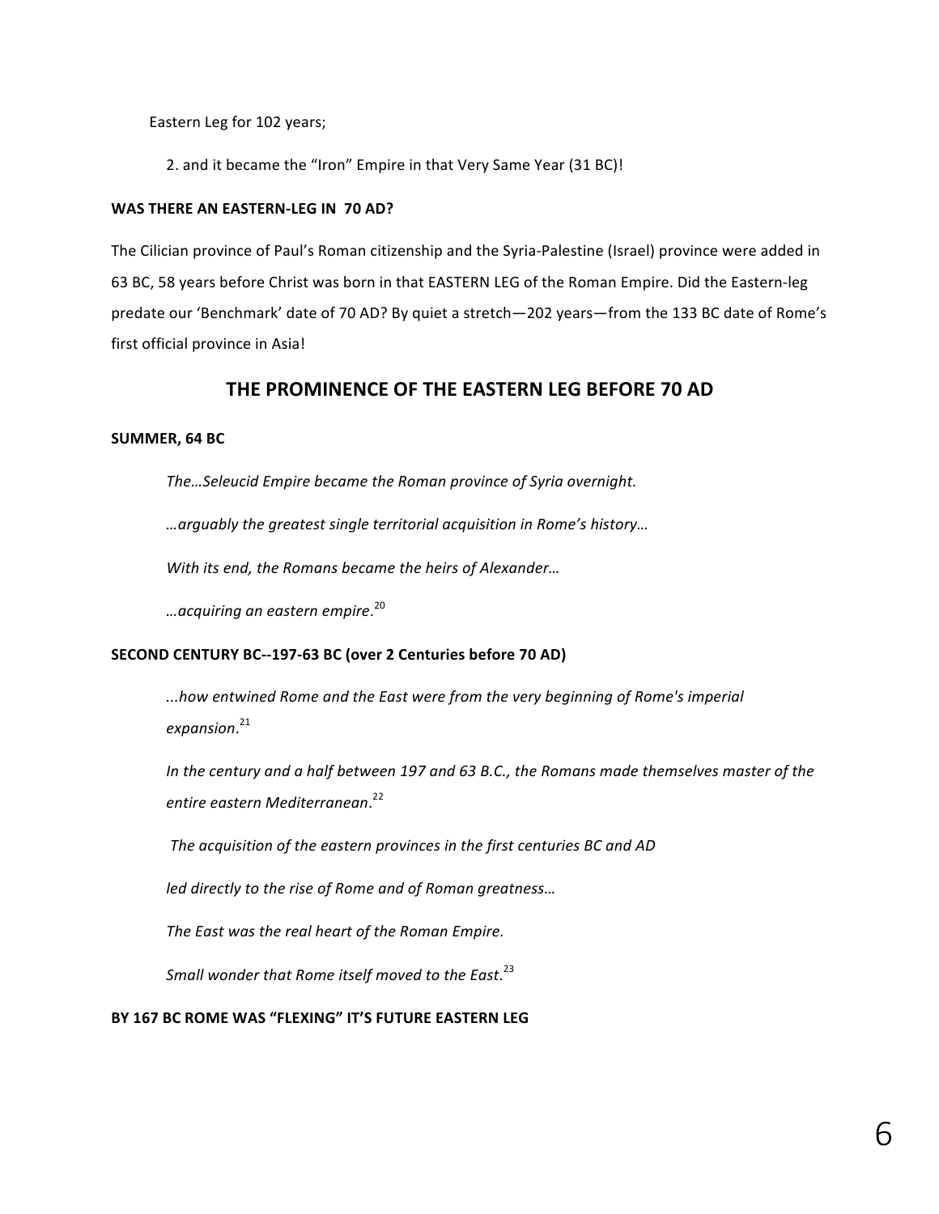Eastern Leg for 102 years;

2. and it became the "Iron" Empire in that Very Same Year (31 BC)!

**WAS THERE AN EASTERN-LEG IN 70 AD?**

The Cilician province of Paul's Roman citizenship and the Syria-Palestine (Israel) province were added in 63 BC, 58 years before Christ was born in that EASTERN LEG of the Roman Empire. Did the Eastern-leg predate our 'Benchmark' date of 70 AD? By quiet a stretch—202 years—from the 133 BC date of Rome's first official province in Asia!

## THE PROMINENCE OF THE EASTERN LEG BEFORE 70 AD

**SUMMER, 64 BC**

*The…Seleucid Empire became the Roman province of Syria overnight.*

*…arguably the greatest single territorial acquisition in Rome's history…*

*With its end, the Romans became the heirs of Alexander…*

*…acquiring an eastern empire*.[20]

**SECOND CENTURY BC--197-63 BC (over 2 Centuries before 70 AD)**

*...how entwined Rome and the East were from the very beginning of Rome's imperial expansion*.[21]

*In the century and a half between 197 and 63 B.C., the Romans made themselves master of the entire eastern Mediterranean*.[22]

*The acquisition of the eastern provinces in the first centuries BC and AD*

*led directly to the rise of Rome and of Roman greatness…*

*The East was the real heart of the Roman Empire.*

*Small wonder that Rome itself moved to the East*.[23]

**BY 167 BC ROME WAS "FLEXING" IT'S FUTURE EASTERN LEG**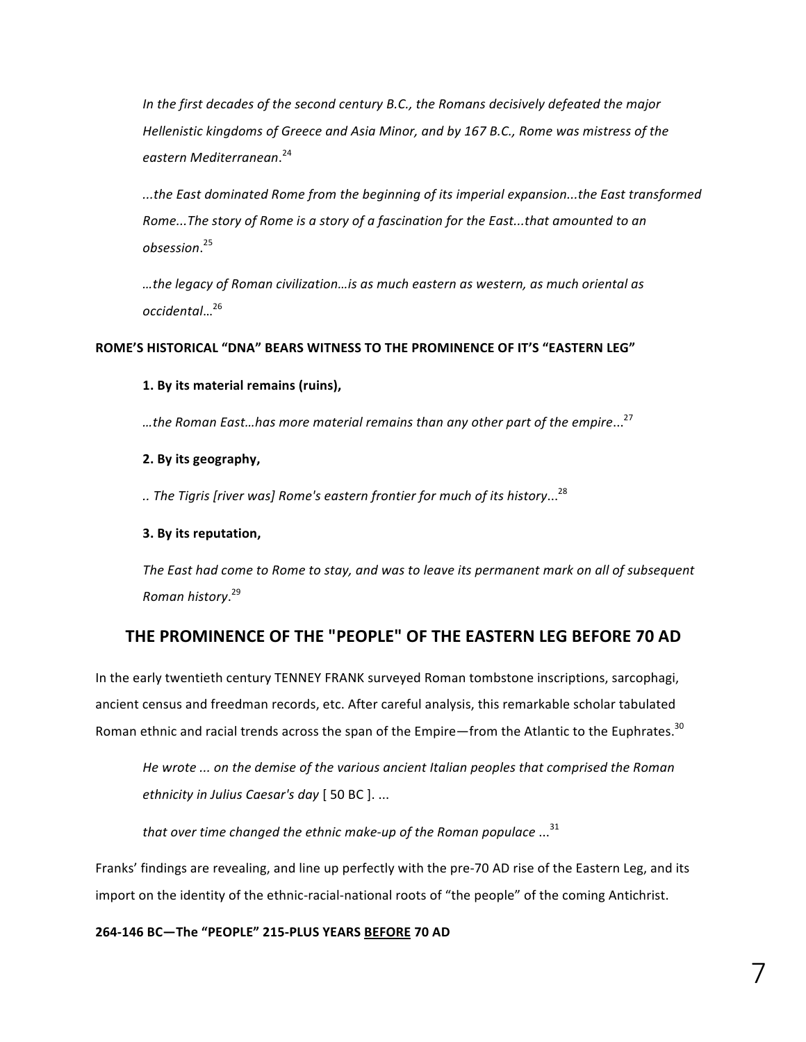*In the first decades of the second century B.C., the Romans decisively defeated the major Hellenistic kingdoms of Greece and Asia Minor, and by 167 B.C., Rome was mistress of the eastern Mediterranean*.[24]

*...the East dominated Rome from the beginning of its imperial expansion...the East transformed Rome...The story of Rome is a story of a fascination for the East...that amounted to an obsession*.[25]

*…the legacy of Roman civilization…is as much eastern as western, as much oriental as occidental*…[26]

**ROME'S HISTORICAL "DNA" BEARS WITNESS TO THE PROMINENCE OF IT'S "EASTERN LEG"**

**1. By its material remains (ruins),**

*…the Roman East…has more material remains than any other part of the empire*...[27]

**2. By its geography,**

*.. The Tigris [river was] Rome's eastern frontier for much of its history*...[28]

**3. By its reputation,**

*The East had come to Rome to stay, and was to leave its permanent mark on all of subsequent Roman history*.[29]

## THE PROMINENCE OF THE "PEOPLE" OF THE EASTERN LEG BEFORE 70 AD

In the early twentieth century TENNEY FRANK surveyed Roman tombstone inscriptions, sarcophagi, ancient census and freedman records, etc. After careful analysis, this remarkable scholar tabulated Roman ethnic and racial trends across the span of the Empire—from the Atlantic to the Euphrates.[30]

*He wrote ... on the demise of the various ancient Italian peoples that comprised the Roman ethnicity in Julius Caesar's day* [ 50 BC ]. ...

*that over time changed the ethnic make-up of the Roman populace* ...[31]

Franks' findings are revealing, and line up perfectly with the pre-70 AD rise of the Eastern Leg, and its import on the identity of the ethnic-racial-national roots of "the people" of the coming Antichrist.

**264-146 BC—The "PEOPLE" 215-PLUS YEARS <u>BEFORE</u> 70 AD**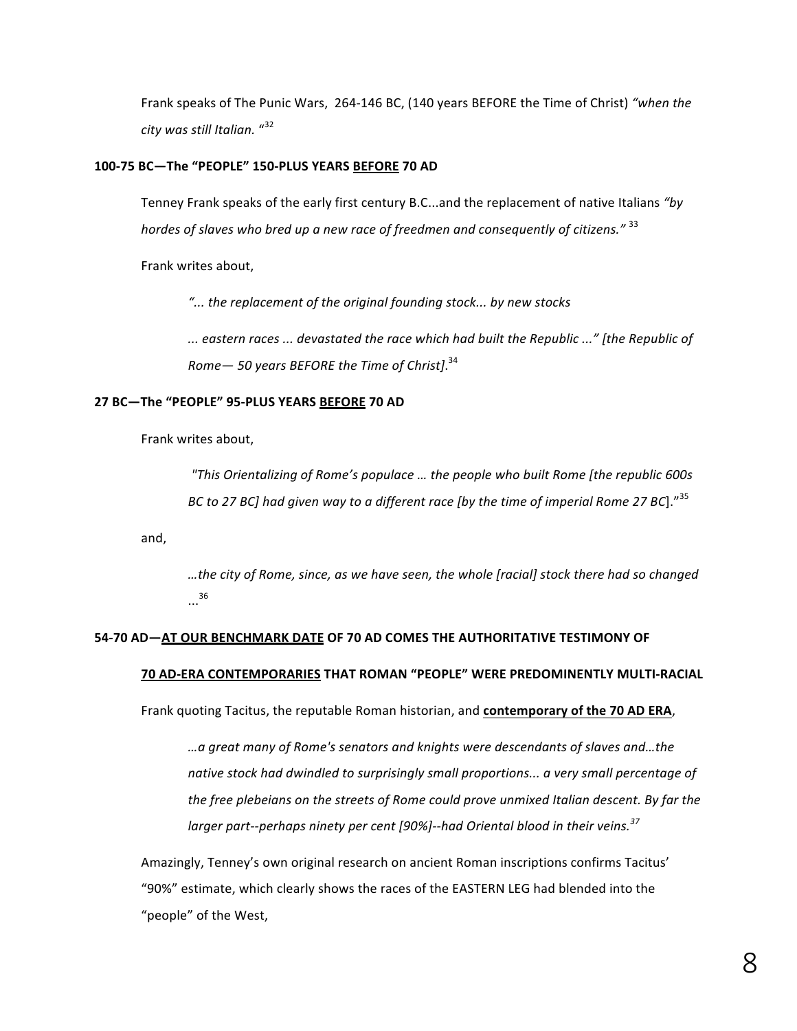Frank speaks of The Punic Wars, 264-146 BC, (140 years BEFORE the Time of Christ) *"when the city was still Italian. "*[32]

**100-75 BC—The "PEOPLE" 150-PLUS YEARS <u>BEFORE</u> 70 AD**

Tenney Frank speaks of the early first century B.C...and the replacement of native Italians *"by hordes of slaves who bred up a new race of freedmen and consequently of citizens."* [33]

Frank writes about,

> *"... the replacement of the original founding stock... by new stocks*
>
> *... eastern races ... devastated the race which had built the Republic ..." [the Republic of Rome— 50 years BEFORE the Time of Christ]*.[34]

**27 BC—The "PEOPLE" 95-PLUS YEARS <u>BEFORE</u> 70 AD**

Frank writes about,

> *"This Orientalizing of Rome's populace … the people who built Rome [the republic 600s BC to 27 BC] had given way to a different race [by the time of imperial Rome 27 BC*]."[35]

and,

> *…the city of Rome, since, as we have seen, the whole [racial] stock there had so changed* ...[36]

**54-70 AD—<u>AT OUR BENCHMARK DATE</u> OF 70 AD COMES THE AUTHORITATIVE TESTIMONY OF <u>70 AD-ERA CONTEMPORARIES</u> THAT ROMAN "PEOPLE" WERE PREDOMINENTLY MULTI-RACIAL**

Frank quoting Tacitus, the reputable Roman historian, and **<u>contemporary of the 70 AD ERA</u>**,

> *…a great many of Rome's senators and knights were descendants of slaves and…the native stock had dwindled to surprisingly small proportions... a very small percentage of the free plebeians on the streets of Rome could prove unmixed Italian descent. By far the larger part--perhaps ninety per cent [90%]--had Oriental blood in their veins.*[37]

Amazingly, Tenney's own original research on ancient Roman inscriptions confirms Tacitus' "90%" estimate, which clearly shows the races of the EASTERN LEG had blended into the "people" of the West,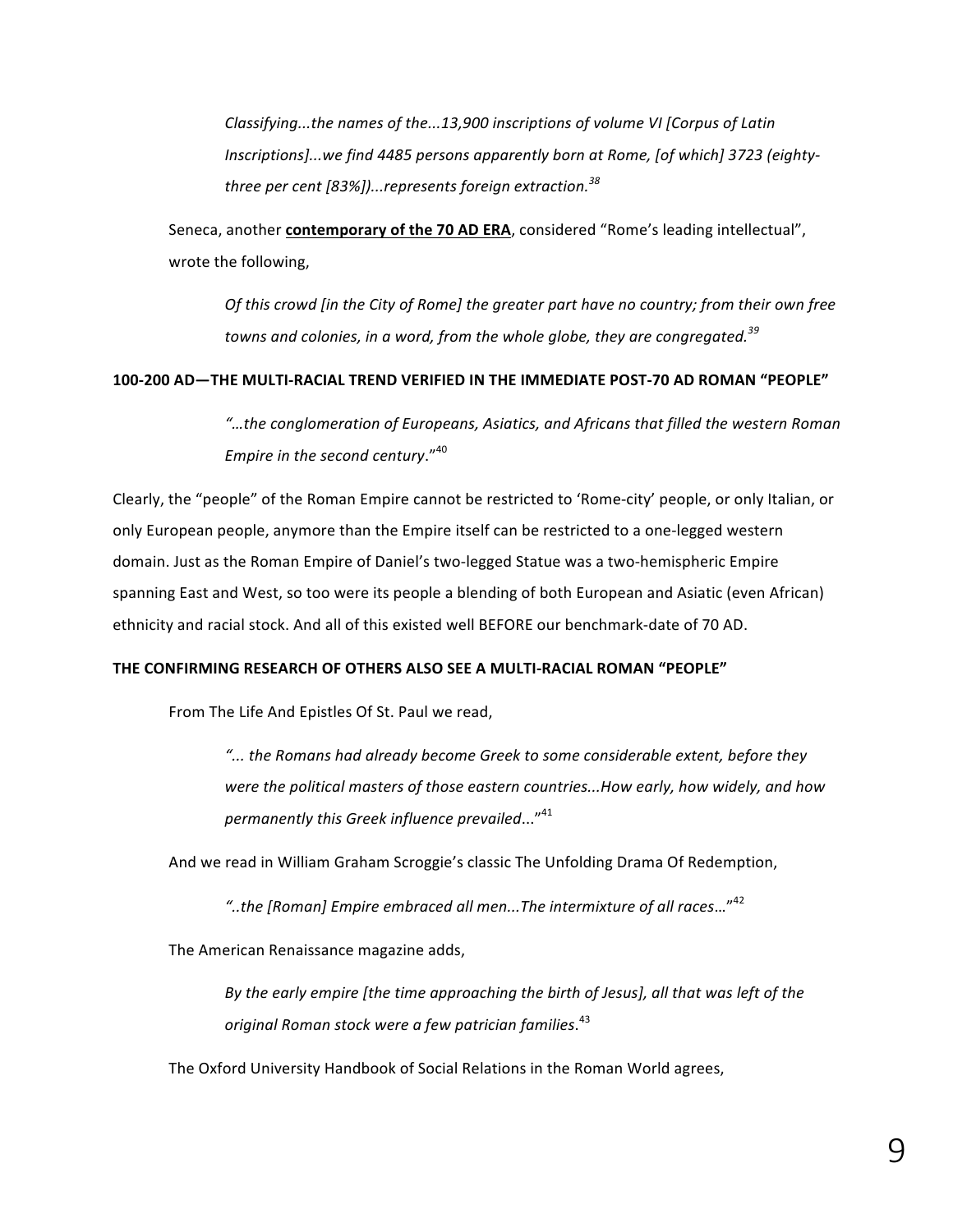> *Classifying...the names of the...13,900 inscriptions of volume VI [Corpus of Latin Inscriptions]...we find 4485 persons apparently born at Rome, [of which] 3723 (eighty-three per cent [83%])...represents foreign extraction.*[38]

Seneca, another **contemporary of the 70 AD ERA**, considered "Rome's leading intellectual", wrote the following,

> *Of this crowd [in the City of Rome] the greater part have no country; from their own free towns and colonies, in a word, from the whole globe, they are congregated.*[39]

**100-200 AD—THE MULTI-RACIAL TREND VERIFIED IN THE IMMEDIATE POST-70 AD ROMAN "PEOPLE"**

> *"…the conglomeration of Europeans, Asiatics, and Africans that filled the western Roman Empire in the second century*."[40]

Clearly, the "people" of the Roman Empire cannot be restricted to 'Rome-city' people, or only Italian, or only European people, anymore than the Empire itself can be restricted to a one-legged western domain. Just as the Roman Empire of Daniel's two-legged Statue was a two-hemispheric Empire spanning East and West, so too were its people a blending of both European and Asiatic (even African) ethnicity and racial stock. And all of this existed well BEFORE our benchmark-date of 70 AD.

**THE CONFIRMING RESEARCH OF OTHERS ALSO SEE A MULTI-RACIAL ROMAN "PEOPLE"**

From The Life And Epistles Of St. Paul we read,

> *"... the Romans had already become Greek to some considerable extent, before they were the political masters of those eastern countries...How early, how widely, and how permanently this Greek influence prevailed*..."[41]

And we read in William Graham Scroggie's classic The Unfolding Drama Of Redemption,

> *"..the [Roman] Empire embraced all men...The intermixture of all races*…"[42]

The American Renaissance magazine adds,

> *By the early empire [the time approaching the birth of Jesus], all that was left of the original Roman stock were a few patrician families*.[43]

The Oxford University Handbook of Social Relations in the Roman World agrees,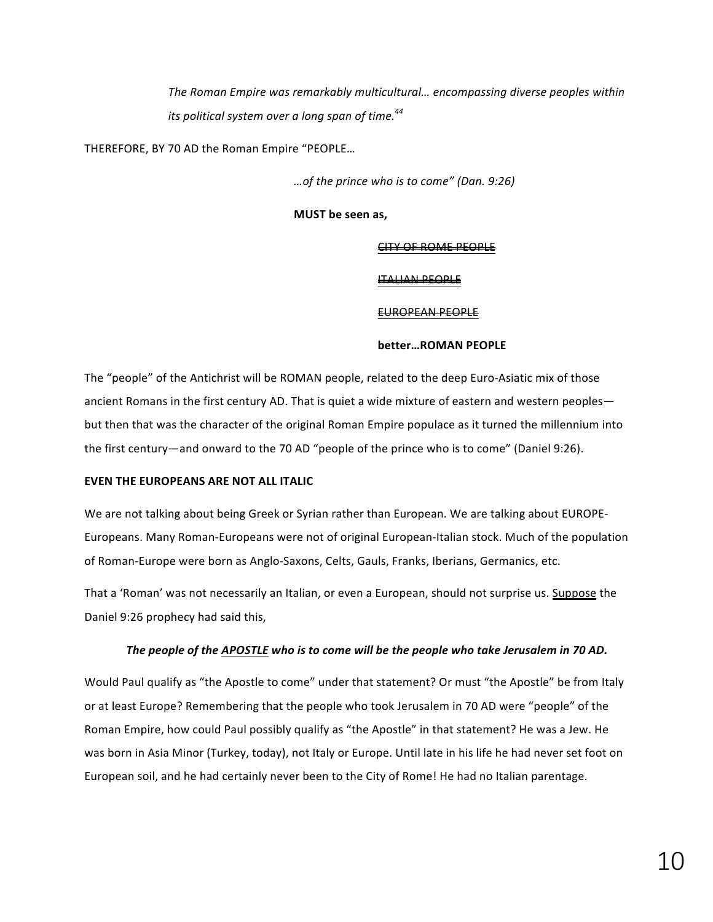> *The Roman Empire was remarkably multicultural… encompassing diverse peoples within its political system over a long span of time.*[44]

THEREFORE, BY 70 AD the Roman Empire "PEOPLE…

*…of the prince who is to come" (Dan. 9:26)*

**MUST be seen as,**

~~CITY OF ROME PEOPLE~~

~~ITALIAN PEOPLE~~

~~EUROPEAN PEOPLE~~

**better…ROMAN PEOPLE**

The "people" of the Antichrist will be ROMAN people, related to the deep Euro-Asiatic mix of those ancient Romans in the first century AD. That is quiet a wide mixture of eastern and western peoples—but then that was the character of the original Roman Empire populace as it turned the millennium into the first century—and onward to the 70 AD "people of the prince who is to come" (Daniel 9:26).

**EVEN THE EUROPEANS ARE NOT ALL ITALIC**

We are not talking about being Greek or Syrian rather than European. We are talking about EUROPE-Europeans. Many Roman-Europeans were not of original European-Italian stock. Much of the population of Roman-Europe were born as Anglo-Saxons, Celts, Gauls, Franks, Iberians, Germanics, etc.

That a 'Roman' was not necessarily an Italian, or even a European, should not surprise us. <u>Suppose</u> the Daniel 9:26 prophecy had said this,

***The people of the <u>APOSTLE</u> who is to come will be the people who take Jerusalem in 70 AD.***

Would Paul qualify as "the Apostle to come" under that statement? Or must "the Apostle" be from Italy or at least Europe? Remembering that the people who took Jerusalem in 70 AD were "people" of the Roman Empire, how could Paul possibly qualify as "the Apostle" in that statement? He was a Jew. He was born in Asia Minor (Turkey, today), not Italy or Europe. Until late in his life he had never set foot on European soil, and he had certainly never been to the City of Rome! He had no Italian parentage.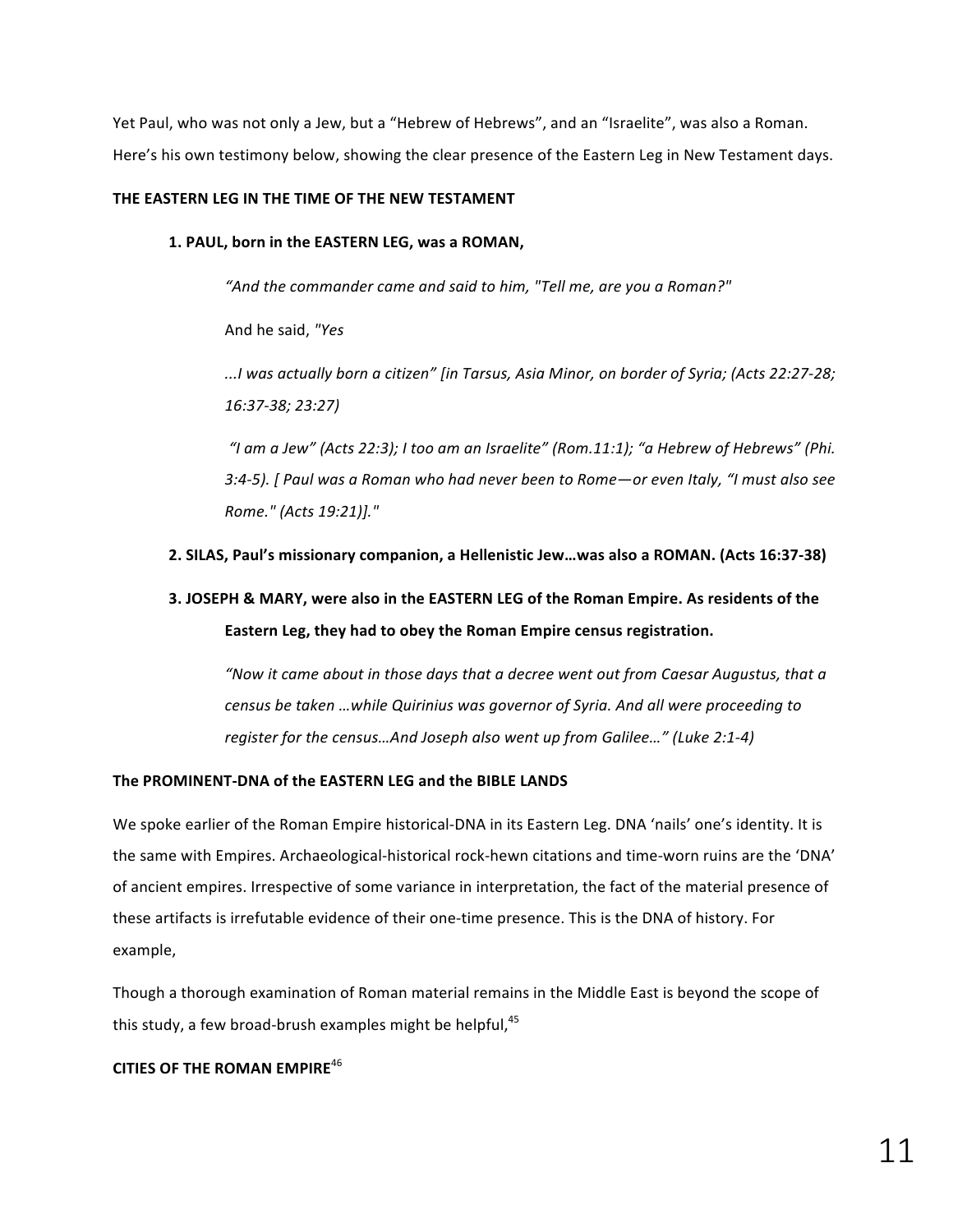Yet Paul, who was not only a Jew, but a "Hebrew of Hebrews", and an "Israelite", was also a Roman. Here's his own testimony below, showing the clear presence of the Eastern Leg in New Testament days.

**THE EASTERN LEG IN THE TIME OF THE NEW TESTAMENT**

**1. PAUL, born in the EASTERN LEG, was a ROMAN,**

> *"And the commander came and said to him, "Tell me, are you a Roman?"*
>
> And he said, *"Yes*
>
> *...I was actually born a citizen" [in Tarsus, Asia Minor, on border of Syria; (Acts 22:27-28; 16:37-38; 23:27)*
>
> *"I am a Jew" (Acts 22:3); I too am an Israelite" (Rom.11:1); "a Hebrew of Hebrews" (Phi. 3:4-5). [ Paul was a Roman who had never been to Rome—or even Italy, "I must also see Rome." (Acts 19:21)]."*

**2. SILAS, Paul's missionary companion, a Hellenistic Jew…was also a ROMAN. (Acts 16:37-38)**

**3. JOSEPH & MARY, were also in the EASTERN LEG of the Roman Empire. As residents of the Eastern Leg, they had to obey the Roman Empire census registration.**

> *"Now it came about in those days that a decree went out from Caesar Augustus, that a census be taken …while Quirinius was governor of Syria. And all were proceeding to register for the census…And Joseph also went up from Galilee…" (Luke 2:1-4)*

**The PROMINENT-DNA of the EASTERN LEG and the BIBLE LANDS**

We spoke earlier of the Roman Empire historical-DNA in its Eastern Leg. DNA 'nails' one's identity. It is the same with Empires. Archaeological-historical rock-hewn citations and time-worn ruins are the 'DNA' of ancient empires. Irrespective of some variance in interpretation, the fact of the material presence of these artifacts is irrefutable evidence of their one-time presence. This is the DNA of history. For example,

Though a thorough examination of Roman material remains in the Middle East is beyond the scope of this study, a few broad-brush examples might be helpful,[45]

**CITIES OF THE ROMAN EMPIRE**[46]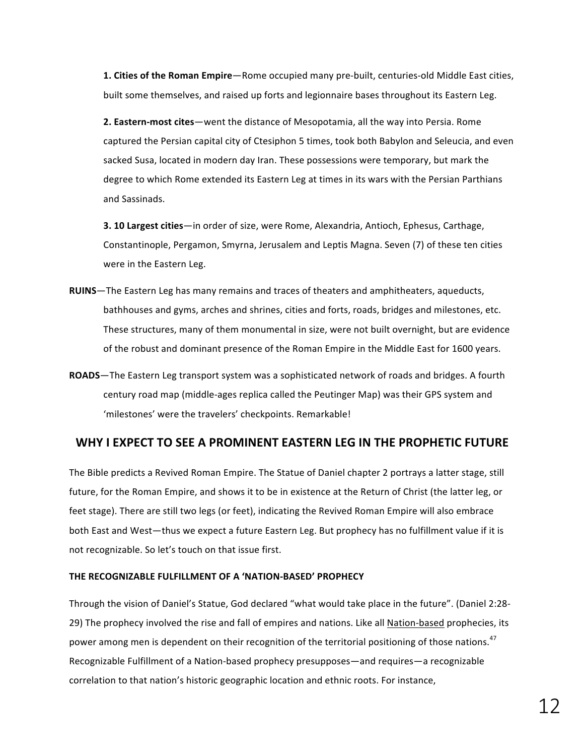**1. Cities of the Roman Empire**—Rome occupied many pre-built, centuries-old Middle East cities, built some themselves, and raised up forts and legionnaire bases throughout its Eastern Leg.

**2. Eastern-most cites**—went the distance of Mesopotamia, all the way into Persia. Rome captured the Persian capital city of Ctesiphon 5 times, took both Babylon and Seleucia, and even sacked Susa, located in modern day Iran. These possessions were temporary, but mark the degree to which Rome extended its Eastern Leg at times in its wars with the Persian Parthians and Sassinads.

**3. 10 Largest cities**—in order of size, were Rome, Alexandria, Antioch, Ephesus, Carthage, Constantinople, Pergamon, Smyrna, Jerusalem and Leptis Magna. Seven (7) of these ten cities were in the Eastern Leg.

**RUINS**—The Eastern Leg has many remains and traces of theaters and amphitheaters, aqueducts, bathhouses and gyms, arches and shrines, cities and forts, roads, bridges and milestones, etc. These structures, many of them monumental in size, were not built overnight, but are evidence of the robust and dominant presence of the Roman Empire in the Middle East for 1600 years.

**ROADS**—The Eastern Leg transport system was a sophisticated network of roads and bridges. A fourth century road map (middle-ages replica called the Peutinger Map) was their GPS system and 'milestones' were the travelers' checkpoints. Remarkable!

## WHY I EXPECT TO SEE A PROMINENT EASTERN LEG IN THE PROPHETIC FUTURE

The Bible predicts a Revived Roman Empire. The Statue of Daniel chapter 2 portrays a latter stage, still future, for the Roman Empire, and shows it to be in existence at the Return of Christ (the latter leg, or feet stage). There are still two legs (or feet), indicating the Revived Roman Empire will also embrace both East and West—thus we expect a future Eastern Leg. But prophecy has no fulfillment value if it is not recognizable. So let's touch on that issue first.

### THE RECOGNIZABLE FULFILLMENT OF A 'NATION-BASED' PROPHECY

Through the vision of Daniel's Statue, God declared "what would take place in the future". (Daniel 2:28-29) The prophecy involved the rise and fall of empires and nations. Like all Nation-based prophecies, its power among men is dependent on their recognition of the territorial positioning of those nations.[47] Recognizable Fulfillment of a Nation-based prophecy presupposes—and requires—a recognizable correlation to that nation's historic geographic location and ethnic roots. For instance,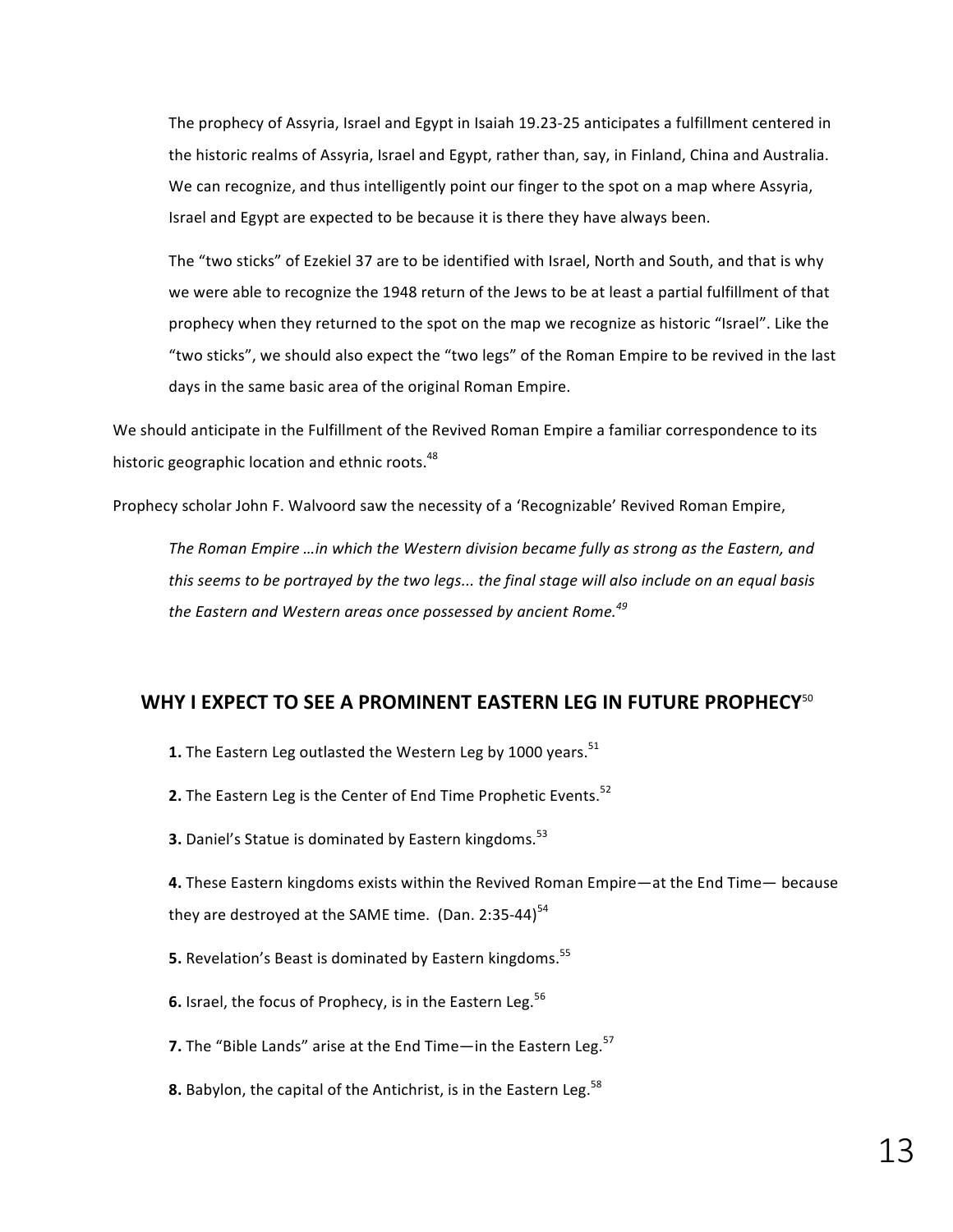> The prophecy of Assyria, Israel and Egypt in Isaiah 19.23-25 anticipates a fulfillment centered in the historic realms of Assyria, Israel and Egypt, rather than, say, in Finland, China and Australia. We can recognize, and thus intelligently point our finger to the spot on a map where Assyria, Israel and Egypt are expected to be because it is there they have always been.
>
> The "two sticks" of Ezekiel 37 are to be identified with Israel, North and South, and that is why we were able to recognize the 1948 return of the Jews to be at least a partial fulfillment of that prophecy when they returned to the spot on the map we recognize as historic "Israel". Like the "two sticks", we should also expect the "two legs" of the Roman Empire to be revived in the last days in the same basic area of the original Roman Empire.

We should anticipate in the Fulfillment of the Revived Roman Empire a familiar correspondence to its historic geographic location and ethnic roots.[48]

Prophecy scholar John F. Walvoord saw the necessity of a 'Recognizable' Revived Roman Empire,

> *The Roman Empire …in which the Western division became fully as strong as the Eastern, and this seems to be portrayed by the two legs... the final stage will also include on an equal basis the Eastern and Western areas once possessed by ancient Rome.*[49]

## WHY I EXPECT TO SEE A PROMINENT EASTERN LEG IN FUTURE PROPHECY[50]

**1.** The Eastern Leg outlasted the Western Leg by 1000 years.[51]

**2.** The Eastern Leg is the Center of End Time Prophetic Events.[52]

**3.** Daniel's Statue is dominated by Eastern kingdoms.[53]

**4.** These Eastern kingdoms exists within the Revived Roman Empire—at the End Time— because they are destroyed at the SAME time. (Dan. 2:35-44)[54]

**5.** Revelation's Beast is dominated by Eastern kingdoms.[55]

**6.** Israel, the focus of Prophecy, is in the Eastern Leg.[56]

**7.** The "Bible Lands" arise at the End Time—in the Eastern Leg.[57]

**8.** Babylon, the capital of the Antichrist, is in the Eastern Leg.[58]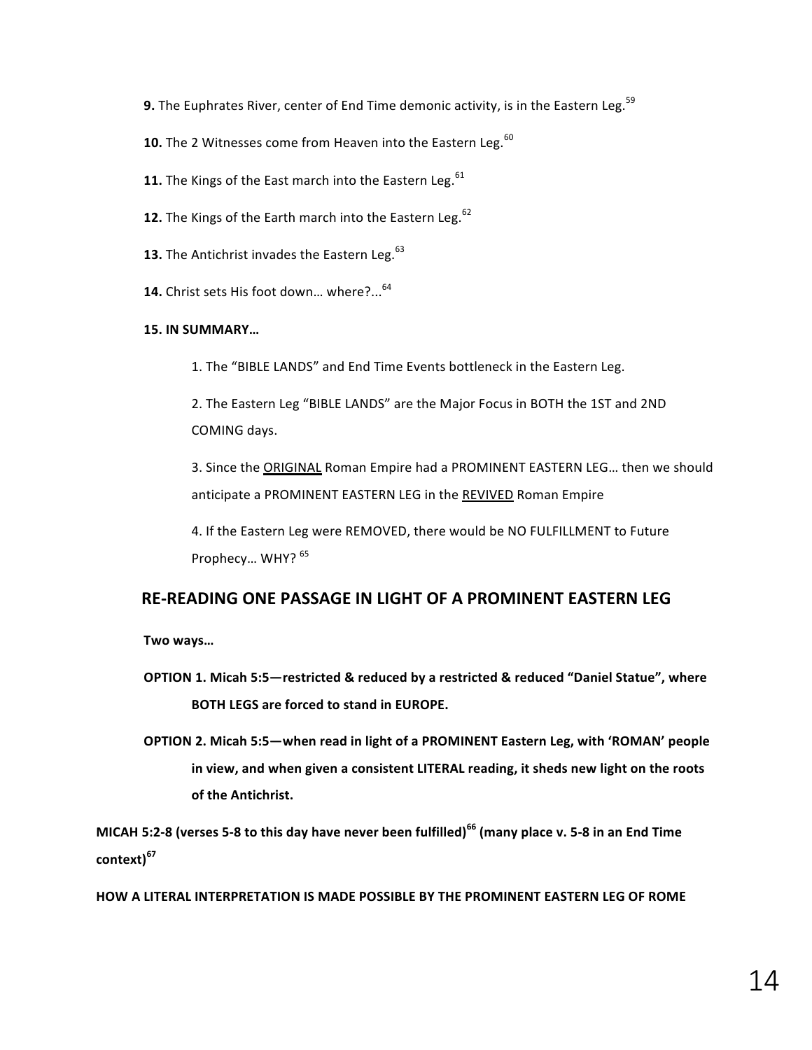**9.** The Euphrates River, center of End Time demonic activity, is in the Eastern Leg.[59]

**10.** The 2 Witnesses come from Heaven into the Eastern Leg.[60]

**11.** The Kings of the East march into the Eastern Leg.[61]

**12.** The Kings of the Earth march into the Eastern Leg.[62]

**13.** The Antichrist invades the Eastern Leg.[63]

**14.** Christ sets His foot down… where?...[64]

**15. IN SUMMARY…**

1. The "BIBLE LANDS" and End Time Events bottleneck in the Eastern Leg.

2. The Eastern Leg "BIBLE LANDS" are the Major Focus in BOTH the 1ST and 2ND COMING days.

3. Since the <u>ORIGINAL</u> Roman Empire had a PROMINENT EASTERN LEG… then we should anticipate a PROMINENT EASTERN LEG in the <u>REVIVED</u> Roman Empire

4. If the Eastern Leg were REMOVED, there would be NO FULFILLMENT to Future Prophecy… WHY? [65]

## RE-READING ONE PASSAGE IN LIGHT OF A PROMINENT EASTERN LEG

**Two ways…**

**OPTION 1. Micah 5:5—restricted & reduced by a restricted & reduced "Daniel Statue", where BOTH LEGS are forced to stand in EUROPE.**

**OPTION 2. Micah 5:5—when read in light of a PROMINENT Eastern Leg, with 'ROMAN' people in view, and when given a consistent LITERAL reading, it sheds new light on the roots of the Antichrist.**

**MICAH 5:2-8 (verses 5-8 to this day have never been fulfilled)[66] (many place v. 5-8 in an End Time context)[67]**

**HOW A LITERAL INTERPRETATION IS MADE POSSIBLE BY THE PROMINENT EASTERN LEG OF ROME**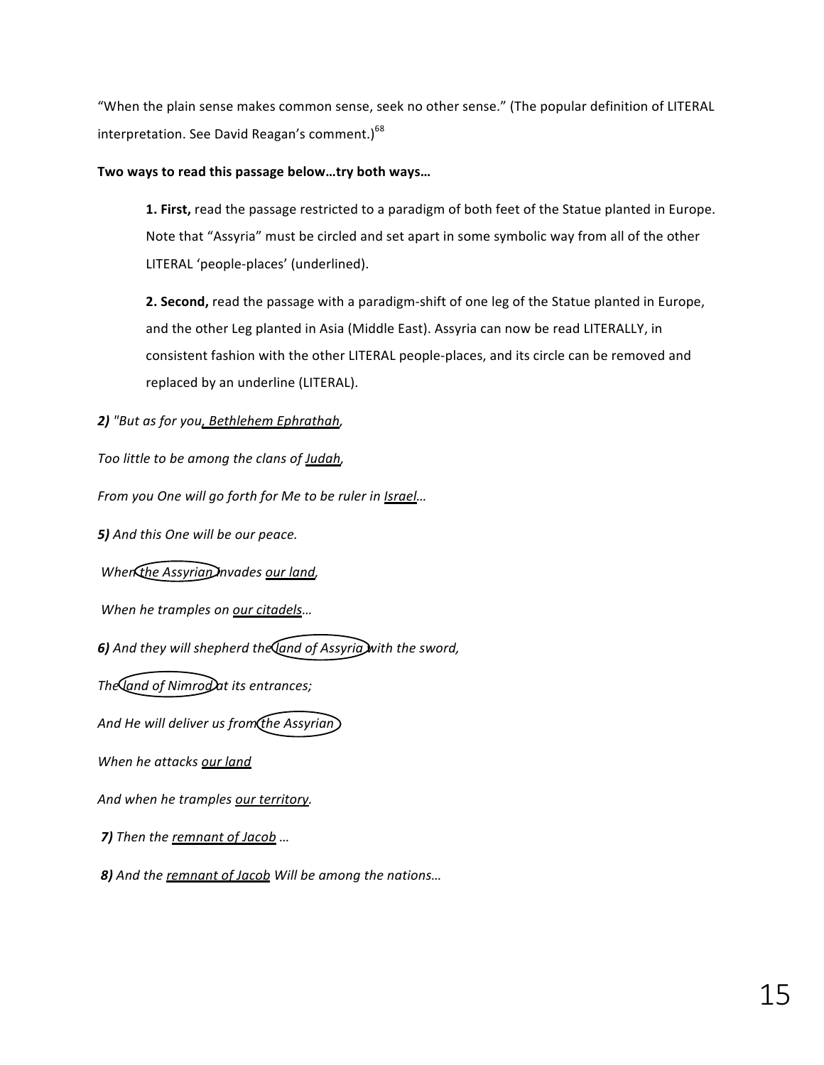"When the plain sense makes common sense, seek no other sense." (The popular definition of LITERAL interpretation. See David Reagan's comment.)[68]

**Two ways to read this passage below…try both ways…**

> **1. First,** read the passage restricted to a paradigm of both feet of the Statue planted in Europe. Note that "Assyria" must be circled and set apart in some symbolic way from all of the other LITERAL 'people-places' (underlined).
>
> **2. Second,** read the passage with a paradigm-shift of one leg of the Statue planted in Europe, and the other Leg planted in Asia (Middle East). Assyria can now be read LITERALLY, in consistent fashion with the other LITERAL people-places, and its circle can be removed and replaced by an underline (LITERAL).

***2)*** *"But as for you, <u>Bethlehem Ephrathah</u>,*

*Too little to be among the clans of <u>Judah</u>,*

*From you One will go forth for Me to be ruler in <u>Israel</u>…*

***5)*** *And this One will be our peace.*

*When (the Assyrian) invades <u>our land</u>,*

*When he tramples on <u>our citadels</u>…*

***6)*** *And they will shepherd the (land of Assyria) with the sword,*

*The (land of Nimrod) at its entrances;*

*And He will deliver us from (the Assyrian)*

*When he attacks <u>our land</u>*

*And when he tramples <u>our territory</u>.*

***7)*** *Then the <u>remnant of Jacob</u> …*

***8)*** *And the <u>remnant of Jacob</u> Will be among the nations…*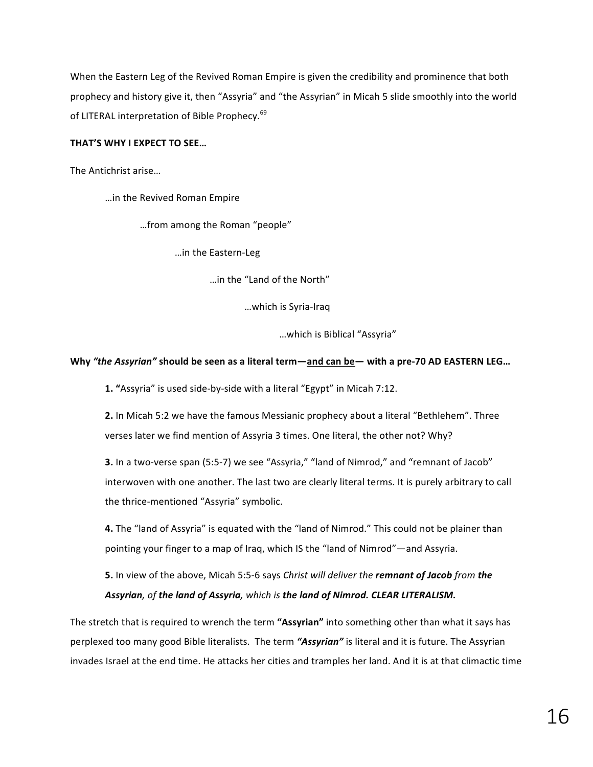When the Eastern Leg of the Revived Roman Empire is given the credibility and prominence that both prophecy and history give it, then "Assyria" and "the Assyrian" in Micah 5 slide smoothly into the world of LITERAL interpretation of Bible Prophecy.[69]

**THAT'S WHY I EXPECT TO SEE…**

The Antichrist arise…

…in the Revived Roman Empire

…from among the Roman "people"

…in the Eastern-Leg

…in the "Land of the North"

…which is Syria-Iraq

…which is Biblical "Assyria"

**Why *"the Assyrian"* should be seen as a literal term—<u>and can be</u>— with a pre-70 AD EASTERN LEG…**

**1. "**Assyria" is used side-by-side with a literal "Egypt" in Micah 7:12.

**2.** In Micah 5:2 we have the famous Messianic prophecy about a literal "Bethlehem". Three verses later we find mention of Assyria 3 times. One literal, the other not? Why?

**3.** In a two-verse span (5:5-7) we see "Assyria," "land of Nimrod," and "remnant of Jacob" interwoven with one another. The last two are clearly literal terms. It is purely arbitrary to call the thrice-mentioned "Assyria" symbolic.

**4.** The "land of Assyria" is equated with the "land of Nimrod." This could not be plainer than pointing your finger to a map of Iraq, which IS the "land of Nimrod"—and Assyria.

**5.** In view of the above, Micah 5:5-6 says *Christ will deliver the **remnant of Jacob** from **the Assyrian**, of **the land of Assyria**, which is **the land of Nimrod. CLEAR LITERALISM.***

The stretch that is required to wrench the term **"Assyrian"** into something other than what it says has perplexed too many good Bible literalists. The term ***"Assyrian"*** is literal and it is future. The Assyrian invades Israel at the end time. He attacks her cities and tramples her land. And it is at that climactic time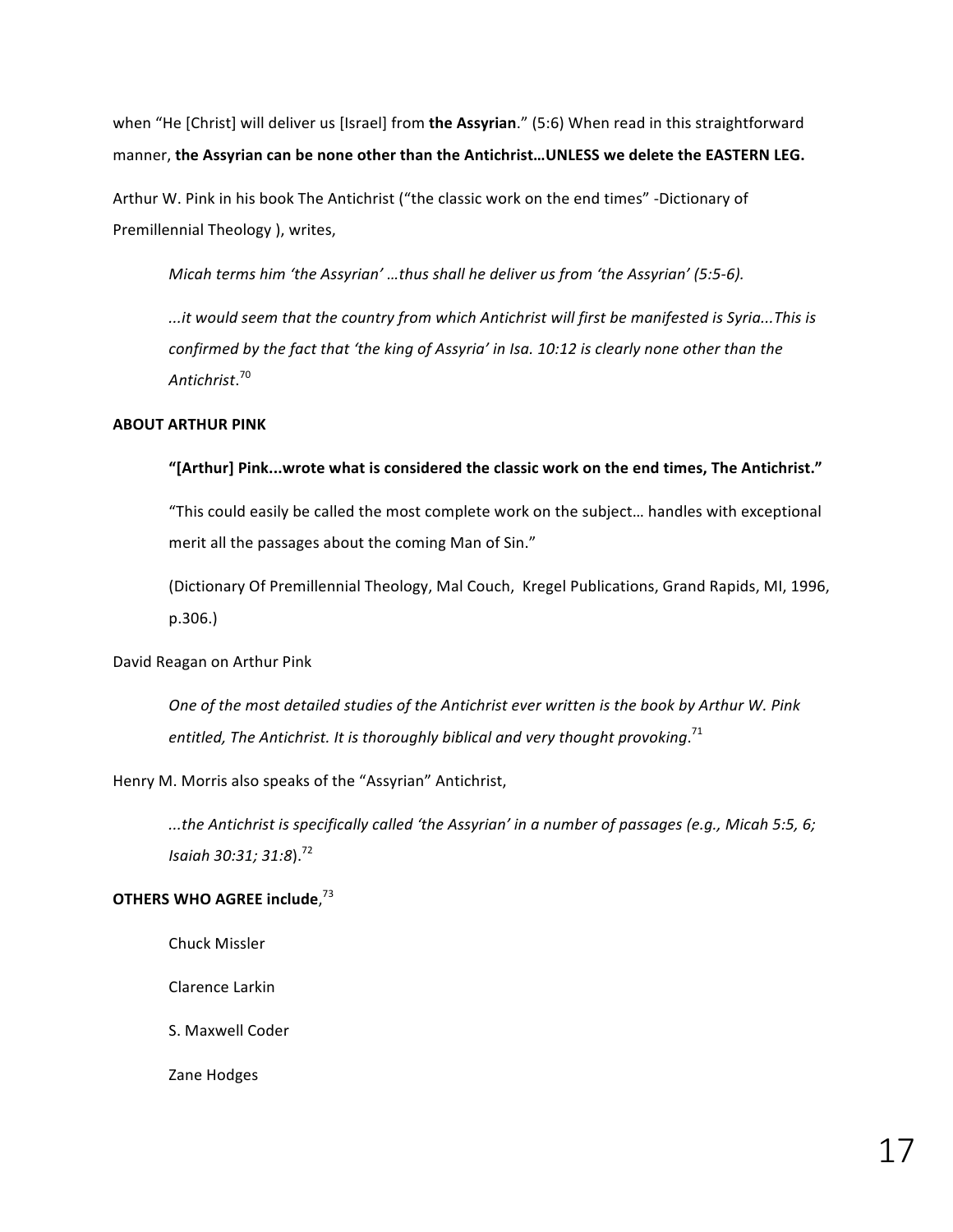when "He [Christ] will deliver us [Israel] from **the Assyrian**." (5:6) When read in this straightforward manner, **the Assyrian can be none other than the Antichrist…UNLESS we delete the EASTERN LEG.**

Arthur W. Pink in his book The Antichrist ("the classic work on the end times" -Dictionary of Premillennial Theology ), writes,

> *Micah terms him 'the Assyrian' …thus shall he deliver us from 'the Assyrian' (5:5-6).*
>
> *...it would seem that the country from which Antichrist will first be manifested is Syria...This is confirmed by the fact that 'the king of Assyria' in Isa. 10:12 is clearly none other than the Antichrist*.[70]

**ABOUT ARTHUR PINK**

> **"[Arthur] Pink...wrote what is considered the classic work on the end times, The Antichrist."**
>
> "This could easily be called the most complete work on the subject… handles with exceptional merit all the passages about the coming Man of Sin."
>
> (Dictionary Of Premillennial Theology, Mal Couch, Kregel Publications, Grand Rapids, MI, 1996, p.306.)

David Reagan on Arthur Pink

> *One of the most detailed studies of the Antichrist ever written is the book by Arthur W. Pink entitled, The Antichrist. It is thoroughly biblical and very thought provoking*.[71]

Henry M. Morris also speaks of the "Assyrian" Antichrist,

> *...the Antichrist is specifically called 'the Assyrian' in a number of passages (e.g., Micah 5:5, 6; Isaiah 30:31; 31:8*).[72]

**OTHERS WHO AGREE include**,[73]

- Chuck Missler
- Clarence Larkin
- S. Maxwell Coder
- Zane Hodges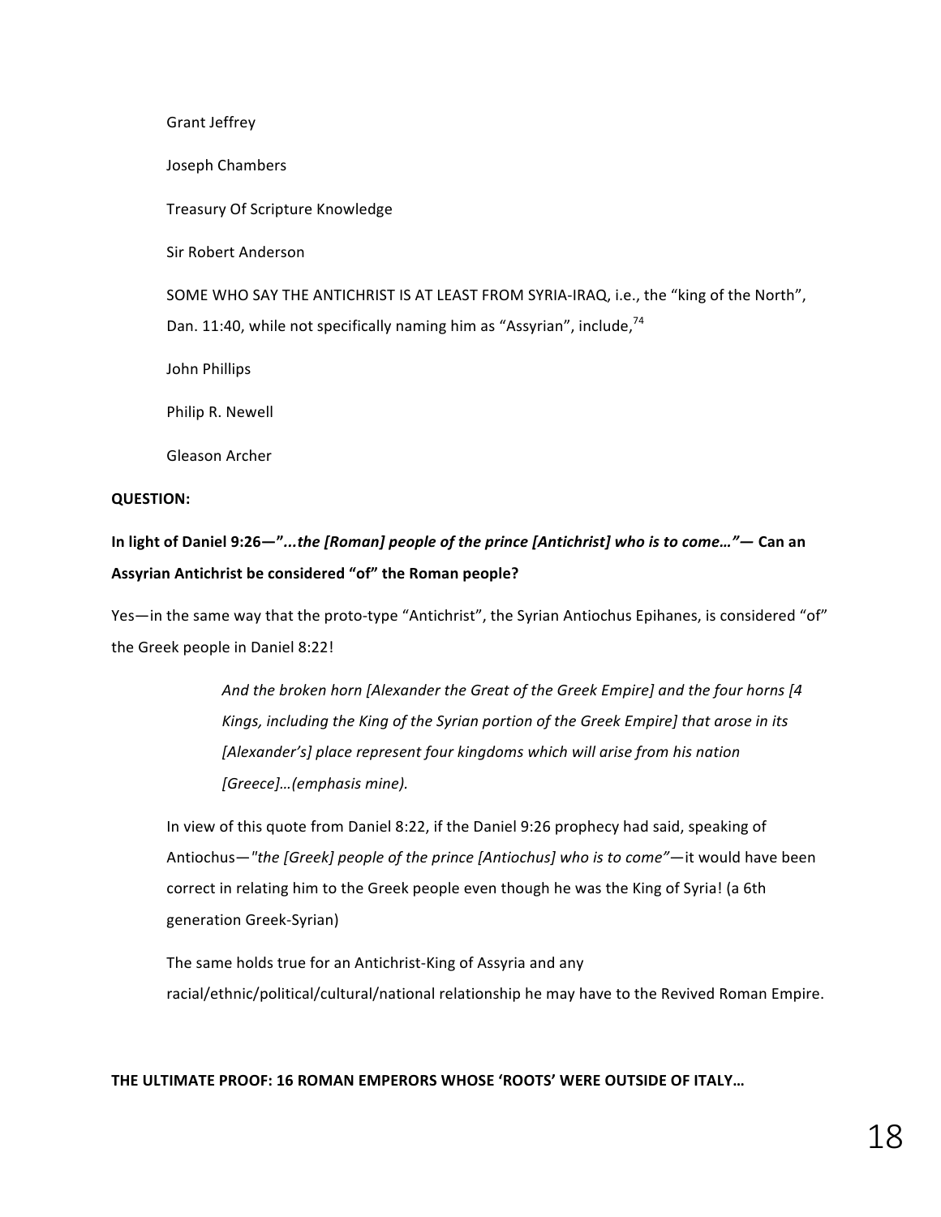Grant Jeffrey

Joseph Chambers

Treasury Of Scripture Knowledge

Sir Robert Anderson

SOME WHO SAY THE ANTICHRIST IS AT LEAST FROM SYRIA-IRAQ, i.e., the "king of the North", Dan. 11:40, while not specifically naming him as "Assyrian", include,[74]

John Phillips

Philip R. Newell

Gleason Archer

**QUESTION:**

**In light of Daniel 9:26—"*...the [Roman] people of the prince [Antichrist] who is to come…*"— Can an Assyrian Antichrist be considered "of" the Roman people?**

Yes—in the same way that the proto-type "Antichrist", the Syrian Antiochus Epihanes, is considered "of" the Greek people in Daniel 8:22!

> *And the broken horn [Alexander the Great of the Greek Empire] and the four horns [4 Kings, including the King of the Syrian portion of the Greek Empire] that arose in its [Alexander's] place represent four kingdoms which will arise from his nation [Greece]…(emphasis mine).*

In view of this quote from Daniel 8:22, if the Daniel 9:26 prophecy had said, speaking of Antiochus—*"the [Greek] people of the prince [Antiochus] who is to come"*—it would have been correct in relating him to the Greek people even though he was the King of Syria! (a 6th generation Greek-Syrian)

The same holds true for an Antichrist-King of Assyria and any racial/ethnic/political/cultural/national relationship he may have to the Revived Roman Empire.

**THE ULTIMATE PROOF: 16 ROMAN EMPERORS WHOSE 'ROOTS' WERE OUTSIDE OF ITALY…**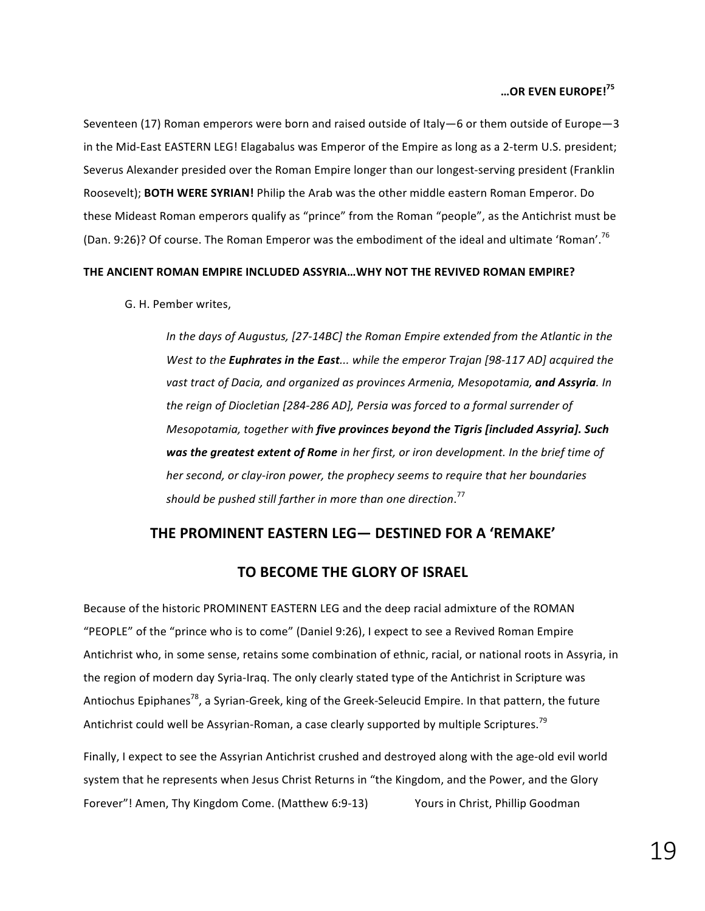**…OR EVEN EUROPE![75]**

Seventeen (17) Roman emperors were born and raised outside of Italy—6 or them outside of Europe—3 in the Mid-East EASTERN LEG! Elagabalus was Emperor of the Empire as long as a 2-term U.S. president; Severus Alexander presided over the Roman Empire longer than our longest-serving president (Franklin Roosevelt); **BOTH WERE SYRIAN!** Philip the Arab was the other middle eastern Roman Emperor. Do these Mideast Roman emperors qualify as "prince" from the Roman "people", as the Antichrist must be (Dan. 9:26)? Of course. The Roman Emperor was the embodiment of the ideal and ultimate 'Roman'.[76]

**THE ANCIENT ROMAN EMPIRE INCLUDED ASSYRIA…WHY NOT THE REVIVED ROMAN EMPIRE?**

G. H. Pember writes,

> *In the days of Augustus, [27-14BC] the Roman Empire extended from the Atlantic in the West to the* ***Euphrates in the East****... while the emperor Trajan [98-117 AD] acquired the vast tract of Dacia, and organized as provinces Armenia, Mesopotamia,* ***and Assyria****. In the reign of Diocletian [284-286 AD], Persia was forced to a formal surrender of Mesopotamia, together with* ***five provinces beyond the Tigris [included Assyria]. Such was the greatest extent of Rome*** *in her first, or iron development. In the brief time of her second, or clay-iron power, the prophecy seems to require that her boundaries should be pushed still farther in more than one direction*.[77]

## THE PROMINENT EASTERN LEG— DESTINED FOR A 'REMAKE' TO BECOME THE GLORY OF ISRAEL

Because of the historic PROMINENT EASTERN LEG and the deep racial admixture of the ROMAN "PEOPLE" of the "prince who is to come" (Daniel 9:26), I expect to see a Revived Roman Empire Antichrist who, in some sense, retains some combination of ethnic, racial, or national roots in Assyria, in the region of modern day Syria-Iraq. The only clearly stated type of the Antichrist in Scripture was Antiochus Epiphanes[78], a Syrian-Greek, king of the Greek-Seleucid Empire. In that pattern, the future Antichrist could well be Assyrian-Roman, a case clearly supported by multiple Scriptures.[79]

Finally, I expect to see the Assyrian Antichrist crushed and destroyed along with the age-old evil world system that he represents when Jesus Christ Returns in "the Kingdom, and the Power, and the Glory Forever"! Amen, Thy Kingdom Come. (Matthew 6:9-13) Yours in Christ, Phillip Goodman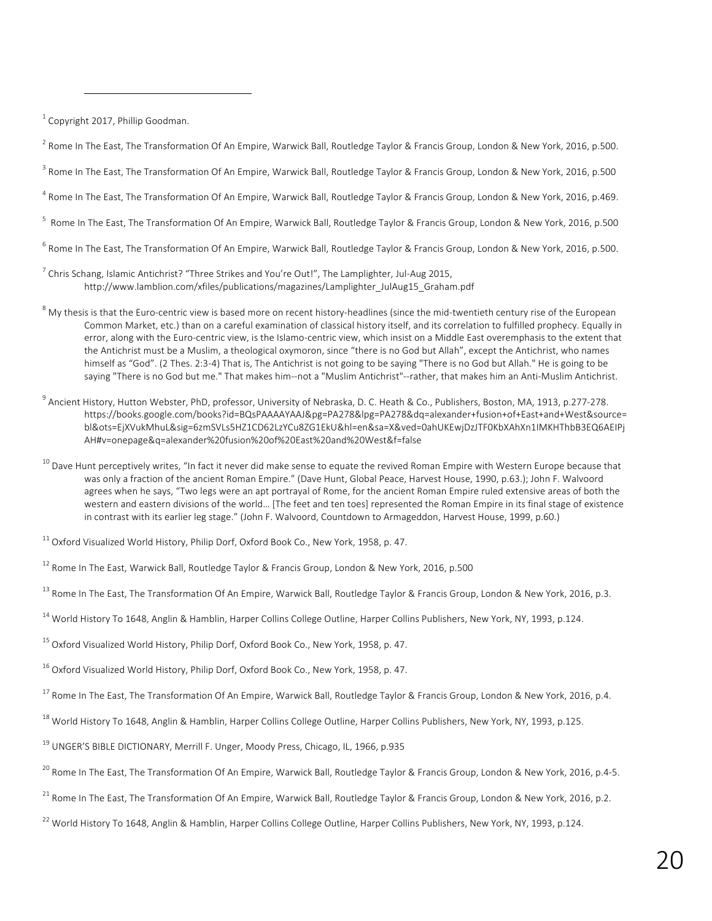[1] Copyright 2017, Phillip Goodman.

[2] Rome In The East, The Transformation Of An Empire, Warwick Ball, Routledge Taylor & Francis Group, London & New York, 2016, p.500.

[3] Rome In The East, The Transformation Of An Empire, Warwick Ball, Routledge Taylor & Francis Group, London & New York, 2016, p.500

[4] Rome In The East, The Transformation Of An Empire, Warwick Ball, Routledge Taylor & Francis Group, London & New York, 2016, p.469.

[5] Rome In The East, The Transformation Of An Empire, Warwick Ball, Routledge Taylor & Francis Group, London & New York, 2016, p.500

[6] Rome In The East, The Transformation Of An Empire, Warwick Ball, Routledge Taylor & Francis Group, London & New York, 2016, p.500.

[7] Chris Schang, Islamic Antichrist? "Three Strikes and You're Out!", The Lamplighter, Jul-Aug 2015, http://www.lamblion.com/xfiles/publications/magazines/Lamplighter_JulAug15_Graham.pdf

[8] My thesis is that the Euro-centric view is based more on recent history-headlines (since the mid-twentieth century rise of the European Common Market, etc.) than on a careful examination of classical history itself, and its correlation to fulfilled prophecy. Equally in error, along with the Euro-centric view, is the Islamo-centric view, which insist on a Middle East overemphasis to the extent that the Antichrist must be a Muslim, a theological oxymoron, since "there is no God but Allah", except the Antichrist, who names himself as "God". (2 Thes. 2:3-4) That is, The Antichrist is not going to be saying "There is no God but Allah." He is going to be saying "There is no God but me." That makes him--not a "Muslim Antichrist"--rather, that makes him an Anti-Muslim Antichrist.

[9] Ancient History, Hutton Webster, PhD, professor, University of Nebraska, D. C. Heath & Co., Publishers, Boston, MA, 1913, p.277-278. https://books.google.com/books?id=BQsPAAAAYAAJ&pg=PA278&lpg=PA278&dq=alexander+fusion+of+East+and+West&source=bl&ots=EjXVukMhuL&sig=6zmSVLs5HZ1CD62LzYCu8ZG1EkU&hl=en&sa=X&ved=0ahUKEwjDzJTF0KbXAhXn1IMKHThbB3EQ6AEIPjAH#v=onepage&q=alexander%20fusion%20of%20East%20and%20West&f=false

[10] Dave Hunt perceptively writes, "In fact it never did make sense to equate the revived Roman Empire with Western Europe because that was only a fraction of the ancient Roman Empire." (Dave Hunt, Global Peace, Harvest House, 1990, p.63.); John F. Walvoord agrees when he says, "Two legs were an apt portrayal of Rome, for the ancient Roman Empire ruled extensive areas of both the western and eastern divisions of the world… [The feet and ten toes] represented the Roman Empire in its final stage of existence in contrast with its earlier leg stage." (John F. Walvoord, Countdown to Armageddon, Harvest House, 1999, p.60.)

[11] Oxford Visualized World History, Philip Dorf, Oxford Book Co., New York, 1958, p. 47.

[12] Rome In The East, Warwick Ball, Routledge Taylor & Francis Group, London & New York, 2016, p.500

[13] Rome In The East, The Transformation Of An Empire, Warwick Ball, Routledge Taylor & Francis Group, London & New York, 2016, p.3.

[14] World History To 1648, Anglin & Hamblin, Harper Collins College Outline, Harper Collins Publishers, New York, NY, 1993, p.124.

[15] Oxford Visualized World History, Philip Dorf, Oxford Book Co., New York, 1958, p. 47.

[16] Oxford Visualized World History, Philip Dorf, Oxford Book Co., New York, 1958, p. 47.

[17] Rome In The East, The Transformation Of An Empire, Warwick Ball, Routledge Taylor & Francis Group, London & New York, 2016, p.4.

[18] World History To 1648, Anglin & Hamblin, Harper Collins College Outline, Harper Collins Publishers, New York, NY, 1993, p.125.

[19] UNGER'S BIBLE DICTIONARY, Merrill F. Unger, Moody Press, Chicago, IL, 1966, p.935

[20] Rome In The East, The Transformation Of An Empire, Warwick Ball, Routledge Taylor & Francis Group, London & New York, 2016, p.4-5.

[21] Rome In The East, The Transformation Of An Empire, Warwick Ball, Routledge Taylor & Francis Group, London & New York, 2016, p.2.

[22] World History To 1648, Anglin & Hamblin, Harper Collins College Outline, Harper Collins Publishers, New York, NY, 1993, p.124.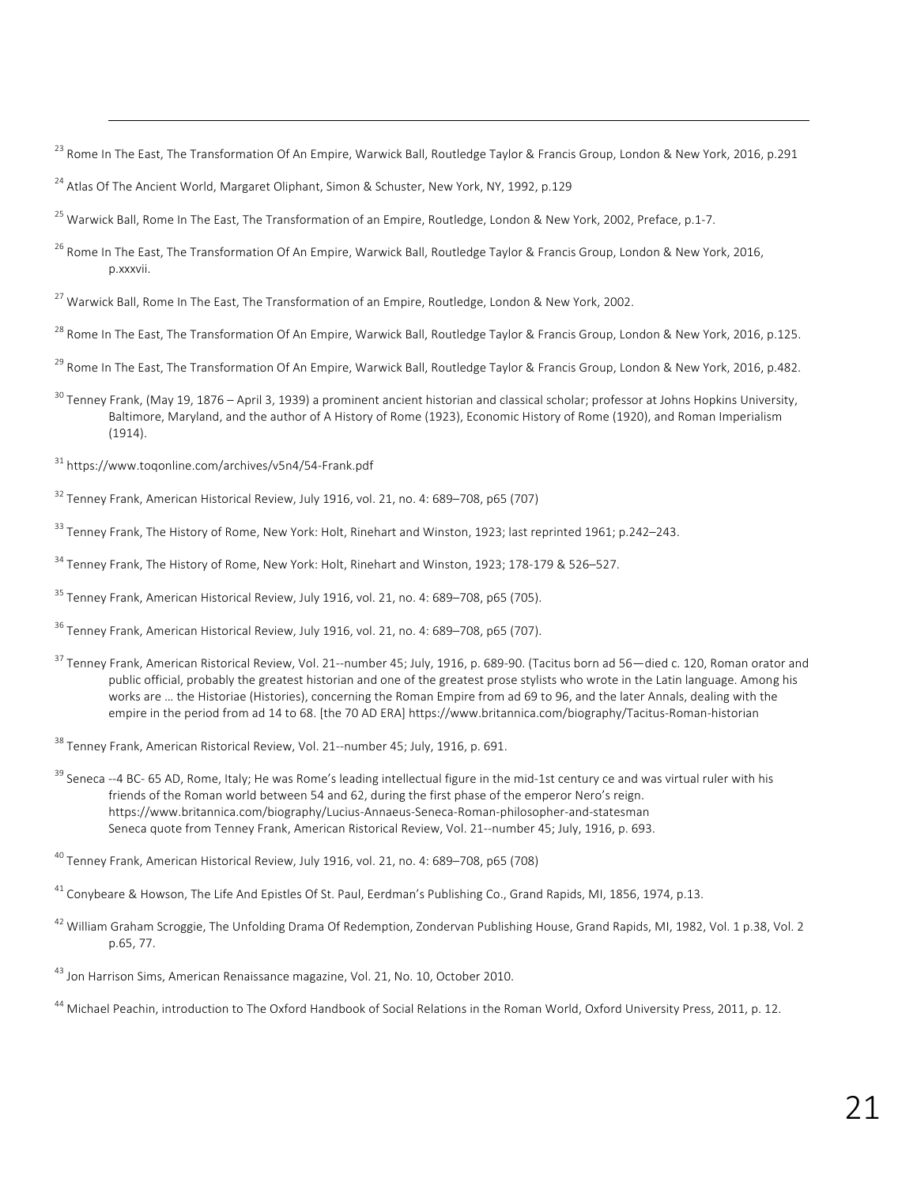[23] Rome In The East, The Transformation Of An Empire, Warwick Ball, Routledge Taylor & Francis Group, London & New York, 2016, p.291

[24] Atlas Of The Ancient World, Margaret Oliphant, Simon & Schuster, New York, NY, 1992, p.129

[25] Warwick Ball, Rome In The East, The Transformation of an Empire, Routledge, London & New York, 2002, Preface, p.1-7.

[26] Rome In The East, The Transformation Of An Empire, Warwick Ball, Routledge Taylor & Francis Group, London & New York, 2016, p.xxxvii.

[27] Warwick Ball, Rome In The East, The Transformation of an Empire, Routledge, London & New York, 2002.

[28] Rome In The East, The Transformation Of An Empire, Warwick Ball, Routledge Taylor & Francis Group, London & New York, 2016, p.125.

[29] Rome In The East, The Transformation Of An Empire, Warwick Ball, Routledge Taylor & Francis Group, London & New York, 2016, p.482.

[30] Tenney Frank, (May 19, 1876 – April 3, 1939) a prominent ancient historian and classical scholar; professor at Johns Hopkins University, Baltimore, Maryland, and the author of A History of Rome (1923), Economic History of Rome (1920), and Roman Imperialism (1914).

[31] https://www.toqonline.com/archives/v5n4/54-Frank.pdf

[32] Tenney Frank, American Historical Review, July 1916, vol. 21, no. 4: 689–708, p65 (707)

[33] Tenney Frank, The History of Rome, New York: Holt, Rinehart and Winston, 1923; last reprinted 1961; p.242–243.

[34] Tenney Frank, The History of Rome, New York: Holt, Rinehart and Winston, 1923; 178-179 & 526–527.

[35] Tenney Frank, American Historical Review, July 1916, vol. 21, no. 4: 689–708, p65 (705).

[36] Tenney Frank, American Historical Review, July 1916, vol. 21, no. 4: 689–708, p65 (707).

[37] Tenney Frank, American Ristorical Review, Vol. 21--number 45; July, 1916, p. 689-90. (Tacitus born ad 56—died c. 120, Roman orator and public official, probably the greatest historian and one of the greatest prose stylists who wrote in the Latin language. Among his works are … the Historiae (Histories), concerning the Roman Empire from ad 69 to 96, and the later Annals, dealing with the empire in the period from ad 14 to 68. [the 70 AD ERA] https://www.britannica.com/biography/Tacitus-Roman-historian

[38] Tenney Frank, American Ristorical Review, Vol. 21--number 45; July, 1916, p. 691.

[39] Seneca --4 BC- 65 AD, Rome, Italy; He was Rome's leading intellectual figure in the mid-1st century ce and was virtual ruler with his friends of the Roman world between 54 and 62, during the first phase of the emperor Nero's reign. https://www.britannica.com/biography/Lucius-Annaeus-Seneca-Roman-philosopher-and-statesman
Seneca quote from Tenney Frank, American Ristorical Review, Vol. 21--number 45; July, 1916, p. 693.

[40] Tenney Frank, American Historical Review, July 1916, vol. 21, no. 4: 689–708, p65 (708)

[41] Conybeare & Howson, The Life And Epistles Of St. Paul, Eerdman's Publishing Co., Grand Rapids, MI, 1856, 1974, p.13.

[42] William Graham Scroggie, The Unfolding Drama Of Redemption, Zondervan Publishing House, Grand Rapids, MI, 1982, Vol. 1 p.38, Vol. 2 p.65, 77.

[43] Jon Harrison Sims, American Renaissance magazine, Vol. 21, No. 10, October 2010.

[44] Michael Peachin, introduction to The Oxford Handbook of Social Relations in the Roman World, Oxford University Press, 2011, p. 12.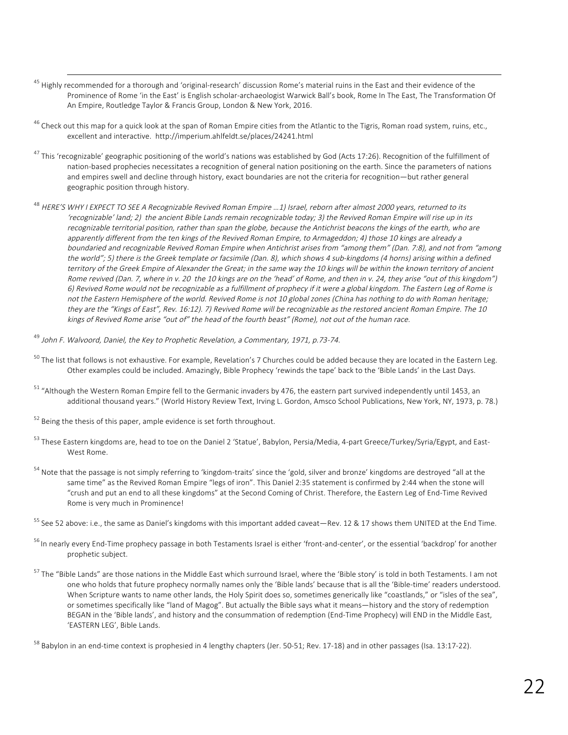[45] Highly recommended for a thorough and 'original-research' discussion Rome's material ruins in the East and their evidence of the Prominence of Rome 'in the East' is English scholar-archaeologist Warwick Ball's book, Rome In The East, The Transformation Of An Empire, Routledge Taylor & Francis Group, London & New York, 2016.

[46] Check out this map for a quick look at the span of Roman Empire cities from the Atlantic to the Tigris, Roman road system, ruins, etc., excellent and interactive. http://imperium.ahlfeldt.se/places/24241.html

[47] This 'recognizable' geographic positioning of the world's nations was established by God (Acts 17:26). Recognition of the fulfillment of nation-based prophecies necessitates a recognition of general nation positioning on the earth. Since the parameters of nations and empires swell and decline through history, exact boundaries are not the criteria for recognition—but rather general geographic position through history.

[48] *HERE'S WHY I EXPECT TO SEE A Recognizable Revived Roman Empire …1) Israel, reborn after almost 2000 years, returned to its 'recognizable' land; 2) the ancient Bible Lands remain recognizable today; 3) the Revived Roman Empire will rise up in its recognizable territorial position, rather than span the globe, because the Antichrist beacons the kings of the earth, who are apparently different from the ten kings of the Revived Roman Empire, to Armageddon; 4) those 10 kings are already a boundaried and recognizable Revived Roman Empire when Antichrist arises from "among them" (Dan. 7:8), and not from "among the world"; 5) there is the Greek template or facsimile (Dan. 8), which shows 4 sub-kingdoms (4 horns) arising within a defined territory of the Greek Empire of Alexander the Great; in the same way the 10 kings will be within the known territory of ancient Rome revived (Dan. 7, where in v. 20 the 10 kings are on the 'head' of Rome, and then in v. 24, they arise "out of this kingdom") 6) Revived Rome would not be recognizable as a fulfillment of prophecy if it were a global kingdom. The Eastern Leg of Rome is not the Eastern Hemisphere of the world. Revived Rome is not 10 global zones (China has nothing to do with Roman heritage; they are the "Kings of East", Rev. 16:12). 7) Revived Rome will be recognizable as the restored ancient Roman Empire. The 10 kings of Revived Rome arise "out of" the head of the fourth beast" (Rome), not out of the human race.*

[49] *John F. Walvoord, Daniel, the Key to Prophetic Revelation, a Commentary, 1971, p.73-74.*

[50] The list that follows is not exhaustive. For example, Revelation's 7 Churches could be added because they are located in the Eastern Leg. Other examples could be included. Amazingly, Bible Prophecy 'rewinds the tape' back to the 'Bible Lands' in the Last Days.

[51] "Although the Western Roman Empire fell to the Germanic invaders by 476, the eastern part survived independently until 1453, an additional thousand years." (World History Review Text, Irving L. Gordon, Amsco School Publications, New York, NY, 1973, p. 78.)

[52] Being the thesis of this paper, ample evidence is set forth throughout.

[53] These Eastern kingdoms are, head to toe on the Daniel 2 'Statue', Babylon, Persia/Media, 4-part Greece/Turkey/Syria/Egypt, and East-West Rome.

[54] Note that the passage is not simply referring to 'kingdom-traits' since the 'gold, silver and bronze' kingdoms are destroyed "all at the same time" as the Revived Roman Empire "legs of iron". This Daniel 2:35 statement is confirmed by 2:44 when the stone will "crush and put an end to all these kingdoms" at the Second Coming of Christ. Therefore, the Eastern Leg of End-Time Revived Rome is very much in Prominence!

[55] See 52 above: i.e., the same as Daniel's kingdoms with this important added caveat—Rev. 12 & 17 shows them UNITED at the End Time.

[56] In nearly every End-Time prophecy passage in both Testaments Israel is either 'front-and-center', or the essential 'backdrop' for another prophetic subject.

[57] The "Bible Lands" are those nations in the Middle East which surround Israel, where the 'Bible story' is told in both Testaments. I am not one who holds that future prophecy normally names only the 'Bible lands' because that is all the 'Bible-time' readers understood. When Scripture wants to name other lands, the Holy Spirit does so, sometimes generically like "coastlands," or "isles of the sea", or sometimes specifically like "land of Magog". But actually the Bible says what it means—history and the story of redemption BEGAN in the 'Bible lands', and history and the consummation of redemption (End-Time Prophecy) will END in the Middle East, 'EASTERN LEG', Bible Lands.

[58] Babylon in an end-time context is prophesied in 4 lengthy chapters (Jer. 50-51; Rev. 17-18) and in other passages (Isa. 13:17-22).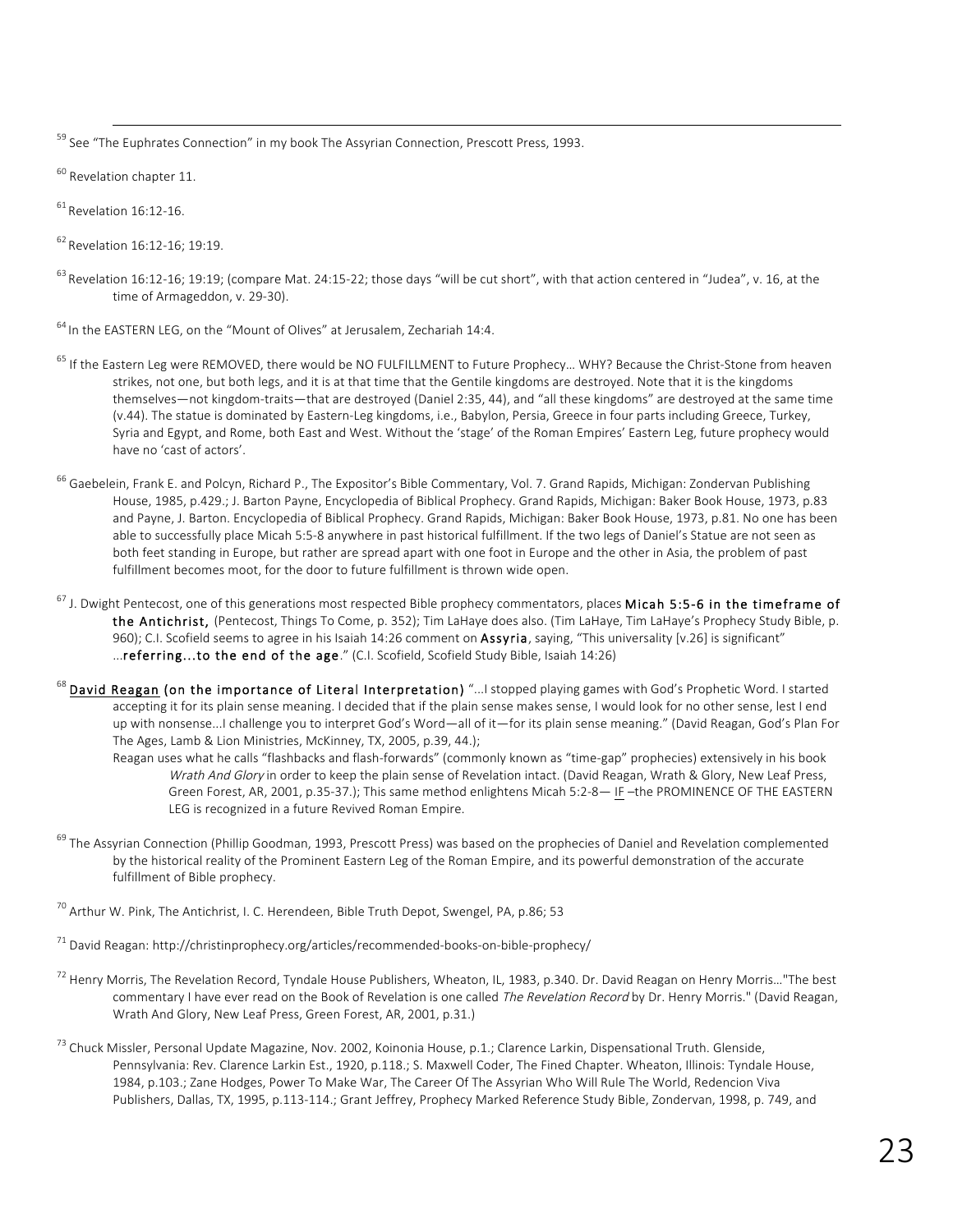[59] See "The Euphrates Connection" in my book The Assyrian Connection, Prescott Press, 1993.

[60] Revelation chapter 11.

[61] Revelation 16:12-16.

[62] Revelation 16:12-16; 19:19.

[63] Revelation 16:12-16; 19:19; (compare Mat. 24:15-22; those days "will be cut short", with that action centered in "Judea", v. 16, at the time of Armageddon, v. 29-30).

[64] In the EASTERN LEG, on the "Mount of Olives" at Jerusalem, Zechariah 14:4.

[65] If the Eastern Leg were REMOVED, there would be NO FULFILLMENT to Future Prophecy… WHY? Because the Christ-Stone from heaven strikes, not one, but both legs, and it is at that time that the Gentile kingdoms are destroyed. Note that it is the kingdoms themselves—not kingdom-traits—that are destroyed (Daniel 2:35, 44), and "all these kingdoms" are destroyed at the same time (v.44). The statue is dominated by Eastern-Leg kingdoms, i.e., Babylon, Persia, Greece in four parts including Greece, Turkey, Syria and Egypt, and Rome, both East and West. Without the 'stage' of the Roman Empires' Eastern Leg, future prophecy would have no 'cast of actors'.

[66] Gaebelein, Frank E. and Polcyn, Richard P., The Expositor's Bible Commentary, Vol. 7. Grand Rapids, Michigan: Zondervan Publishing House, 1985, p.429.; J. Barton Payne, Encyclopedia of Biblical Prophecy. Grand Rapids, Michigan: Baker Book House, 1973, p.83 and Payne, J. Barton. Encyclopedia of Biblical Prophecy. Grand Rapids, Michigan: Baker Book House, 1973, p.81. No one has been able to successfully place Micah 5:5-8 anywhere in past historical fulfillment. If the two legs of Daniel's Statue are not seen as both feet standing in Europe, but rather are spread apart with one foot in Europe and the other in Asia, the problem of past fulfillment becomes moot, for the door to future fulfillment is thrown wide open.

[67] J. Dwight Pentecost, one of this generations most respected Bible prophecy commentators, places **Micah 5:5-6 in the timeframe of the Antichrist,** (Pentecost, Things To Come, p. 352); Tim LaHaye does also. (Tim LaHaye, Tim LaHaye's Prophecy Study Bible, p. 960); C.I. Scofield seems to agree in his Isaiah 14:26 comment on **Assyria**, saying, "This universality [v.26] is significant" ...**referring...to the end of the age**." (C.I. Scofield, Scofield Study Bible, Isaiah 14:26)

[68] **David Reagan (on the importance of Literal Interpretation)** "...I stopped playing games with God's Prophetic Word. I started accepting it for its plain sense meaning. I decided that if the plain sense makes sense, I would look for no other sense, lest I end up with nonsense...I challenge you to interpret God's Word—all of it—for its plain sense meaning." (David Reagan, God's Plan For The Ages, Lamb & Lion Ministries, McKinney, TX, 2005, p.39, 44.);

Reagan uses what he calls "flashbacks and flash-forwards" (commonly known as "time-gap" prophecies) extensively in his book *Wrath And Glory* in order to keep the plain sense of Revelation intact. (David Reagan, Wrath & Glory, New Leaf Press, Green Forest, AR, 2001, p.35-37.); This same method enlightens Micah 5:2-8— IF –the PROMINENCE OF THE EASTERN LEG is recognized in a future Revived Roman Empire.

[69] The Assyrian Connection (Phillip Goodman, 1993, Prescott Press) was based on the prophecies of Daniel and Revelation complemented by the historical reality of the Prominent Eastern Leg of the Roman Empire, and its powerful demonstration of the accurate fulfillment of Bible prophecy.

[70] Arthur W. Pink, The Antichrist, I. C. Herendeen, Bible Truth Depot, Swengel, PA, p.86; 53

[71] David Reagan: http://christinprophecy.org/articles/recommended-books-on-bible-prophecy/

[72] Henry Morris, The Revelation Record, Tyndale House Publishers, Wheaton, IL, 1983, p.340. Dr. David Reagan on Henry Morris…"The best commentary I have ever read on the Book of Revelation is one called *The Revelation Record* by Dr. Henry Morris." (David Reagan, Wrath And Glory, New Leaf Press, Green Forest, AR, 2001, p.31.)

[73] Chuck Missler, Personal Update Magazine, Nov. 2002, Koinonia House, p.1.; Clarence Larkin, Dispensational Truth. Glenside, Pennsylvania: Rev. Clarence Larkin Est., 1920, p.118.; S. Maxwell Coder, The Fined Chapter. Wheaton, Illinois: Tyndale House, 1984, p.103.; Zane Hodges, Power To Make War, The Career Of The Assyrian Who Will Rule The World, Redencion Viva Publishers, Dallas, TX, 1995, p.113-114.; Grant Jeffrey, Prophecy Marked Reference Study Bible, Zondervan, 1998, p. 749, and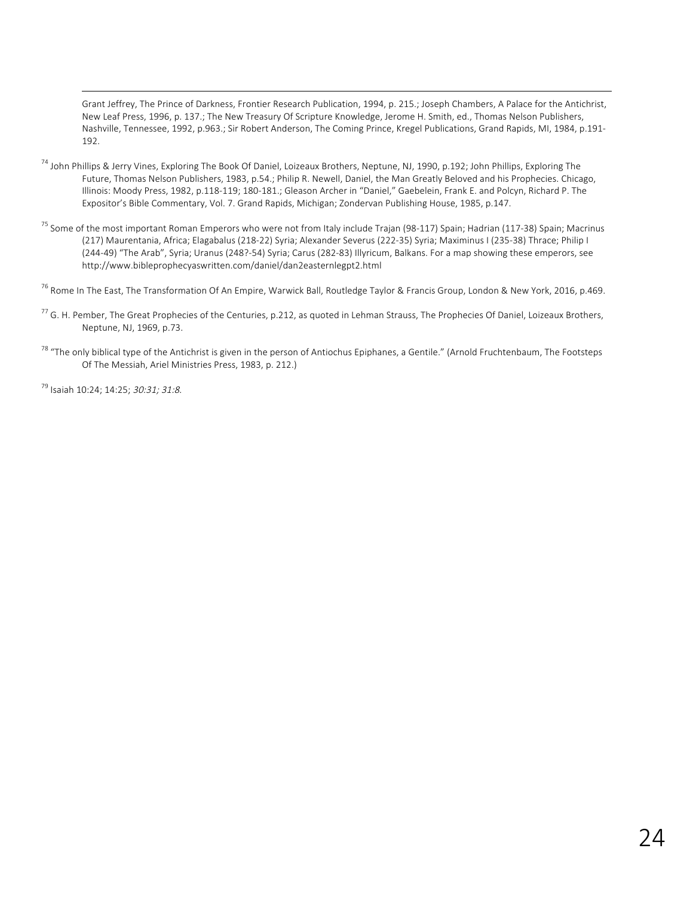Grant Jeffrey, The Prince of Darkness, Frontier Research Publication, 1994, p. 215.; Joseph Chambers, A Palace for the Antichrist, New Leaf Press, 1996, p. 137.; The New Treasury Of Scripture Knowledge, Jerome H. Smith, ed., Thomas Nelson Publishers, Nashville, Tennessee, 1992, p.963.; Sir Robert Anderson, The Coming Prince, Kregel Publications, Grand Rapids, MI, 1984, p.191-192.

[74] John Phillips & Jerry Vines, Exploring The Book Of Daniel, Loizeaux Brothers, Neptune, NJ, 1990, p.192; John Phillips, Exploring The Future, Thomas Nelson Publishers, 1983, p.54.; Philip R. Newell, Daniel, the Man Greatly Beloved and his Prophecies. Chicago, Illinois: Moody Press, 1982, p.118-119; 180-181.; Gleason Archer in "Daniel," Gaebelein, Frank E. and Polcyn, Richard P. The Expositor's Bible Commentary, Vol. 7. Grand Rapids, Michigan; Zondervan Publishing House, 1985, p.147.

[75] Some of the most important Roman Emperors who were not from Italy include Trajan (98-117) Spain; Hadrian (117-38) Spain; Macrinus (217) Maurentania, Africa; Elagabalus (218-22) Syria; Alexander Severus (222-35) Syria; Maximinus I (235-38) Thrace; Philip I (244-49) "The Arab", Syria; Uranus (248?-54) Syria; Carus (282-83) Illyricum, Balkans. For a map showing these emperors, see http://www.bibleprophecyaswritten.com/daniel/dan2easternlegpt2.html

[76] Rome In The East, The Transformation Of An Empire, Warwick Ball, Routledge Taylor & Francis Group, London & New York, 2016, p.469.

[77] G. H. Pember, The Great Prophecies of the Centuries, p.212, as quoted in Lehman Strauss, The Prophecies Of Daniel, Loizeaux Brothers, Neptune, NJ, 1969, p.73.

[78] "The only biblical type of the Antichrist is given in the person of Antiochus Epiphanes, a Gentile." (Arnold Fruchtenbaum, The Footsteps Of The Messiah, Ariel Ministries Press, 1983, p. 212.)

[79] Isaiah 10:24; 14:25; *30:31; 31:8.*